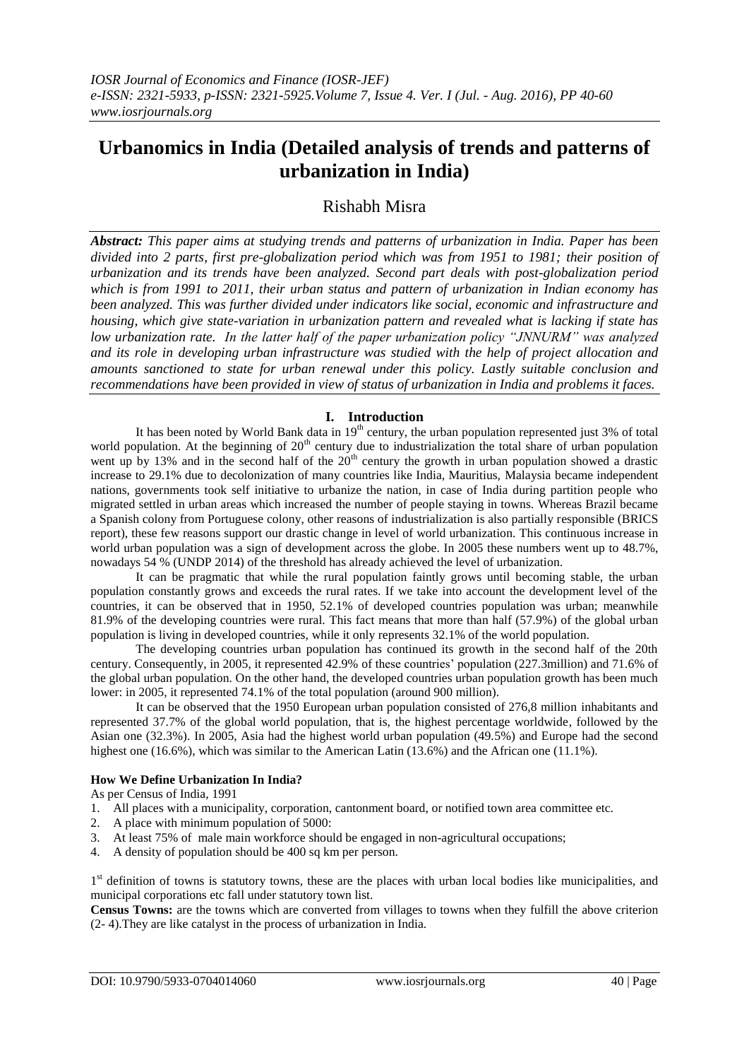# Urbanomics in India (Detailed analysis of trends and patterns of urbanization in India)

Rishabh Misra

***Abstract:** This paper aims at studying trends and patterns of urbanization in India. Paper has been divided into 2 parts, first pre-globalization period which was from 1951 to 1981; their position of urbanization and its trends have been analyzed. Second part deals with post-globalization period which is from 1991 to 2011, their urban status and pattern of urbanization in Indian economy has been analyzed. This was further divided under indicators like social, economic and infrastructure and housing, which give state-variation in urbanization pattern and revealed what is lacking if state has low urbanization rate. In the latter half of the paper urbanization policy "JNNURM" was analyzed and its role in developing urban infrastructure was studied with the help of project allocation and amounts sanctioned to state for urban renewal under this policy. Lastly suitable conclusion and recommendations have been provided in view of status of urbanization in India and problems it faces.*

## I. Introduction

It has been noted by World Bank data in 19th century, the urban population represented just 3% of total world population. At the beginning of 20th century due to industrialization the total share of urban population went up by 13% and in the second half of the 20th century the growth in urban population showed a drastic increase to 29.1% due to decolonization of many countries like India, Mauritius, Malaysia became independent nations, governments took self initiative to urbanize the nation, in case of India during partition people who migrated settled in urban areas which increased the number of people staying in towns. Whereas Brazil became a Spanish colony from Portuguese colony, other reasons of industrialization is also partially responsible (BRICS report), these few reasons support our drastic change in level of world urbanization. This continuous increase in world urban population was a sign of development across the globe. In 2005 these numbers went up to 48.7%, nowadays 54 % (UNDP 2014) of the threshold has already achieved the level of urbanization.

It can be pragmatic that while the rural population faintly grows until becoming stable, the urban population constantly grows and exceeds the rural rates. If we take into account the development level of the countries, it can be observed that in 1950, 52.1% of developed countries population was urban; meanwhile 81.9% of the developing countries were rural. This fact means that more than half (57.9%) of the global urban population is living in developed countries, while it only represents 32.1% of the world population.

The developing countries urban population has continued its growth in the second half of the 20th century. Consequently, in 2005, it represented 42.9% of these countries' population (227.3million) and 71.6% of the global urban population. On the other hand, the developed countries urban population growth has been much lower: in 2005, it represented 74.1% of the total population (around 900 million).

It can be observed that the 1950 European urban population consisted of 276,8 million inhabitants and represented 37.7% of the global world population, that is, the highest percentage worldwide, followed by the Asian one (32.3%). In 2005, Asia had the highest world urban population (49.5%) and Europe had the second highest one (16.6%), which was similar to the American Latin (13.6%) and the African one (11.1%).

**How We Define Urbanization In India?**

As per Census of India, 1991

1. All places with a municipality, corporation, cantonment board, or notified town area committee etc.
2. A place with minimum population of 5000:
3. At least 75% of male main workforce should be engaged in non-agricultural occupations;
4. A density of population should be 400 sq km per person.

1st definition of towns is statutory towns, these are the places with urban local bodies like municipalities, and municipal corporations etc fall under statutory town list.

**Census Towns:** are the towns which are converted from villages to towns when they fulfill the above criterion (2- 4).They are like catalyst in the process of urbanization in India.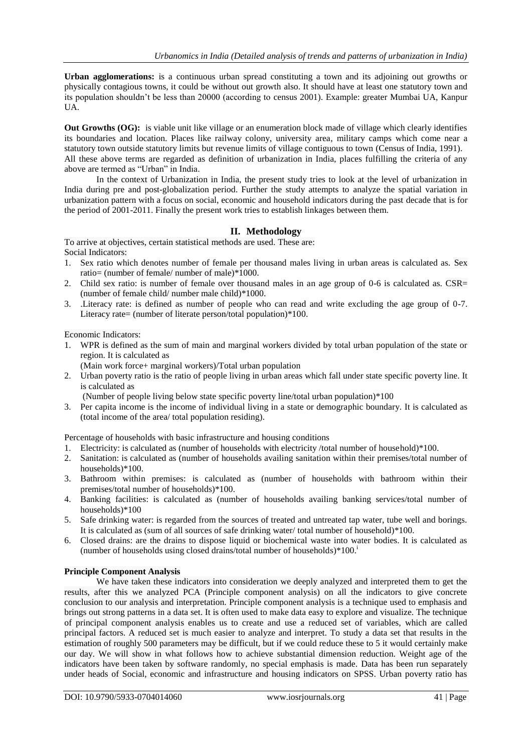**Urban agglomerations:** is a continuous urban spread constituting a town and its adjoining out growths or physically contagious towns, it could be without out growth also. It should have at least one statutory town and its population shouldn't be less than 20000 (according to census 2001). Example: greater Mumbai UA, Kanpur UA.

**Out Growths (OG):** is viable unit like village or an enumeration block made of village which clearly identifies its boundaries and location. Places like railway colony, university area, military camps which come near a statutory town outside statutory limits but revenue limits of village contiguous to town (Census of India, 1991).
All these above terms are regarded as definition of urbanization in India, places fulfilling the criteria of any above are termed as "Urban" in India.

In the context of Urbanization in India, the present study tries to look at the level of urbanization in India during pre and post-globalization period. Further the study attempts to analyze the spatial variation in urbanization pattern with a focus on social, economic and household indicators during the past decade that is for the period of 2001-2011. Finally the present work tries to establish linkages between them.

## II. Methodology

To arrive at objectives, certain statistical methods are used. These are:
Social Indicators:

1. Sex ratio which denotes number of female per thousand males living in urban areas is calculated as. Sex ratio= (number of female/ number of male)*1000.
2. Child sex ratio: is number of female over thousand males in an age group of 0-6 is calculated as. CSR= (number of female child/ number male child)*1000.
3. .Literacy rate: is defined as number of people who can read and write excluding the age group of 0-7. Literacy rate= (number of literate person/total population)*100.

Economic Indicators:

1. WPR is defined as the sum of main and marginal workers divided by total urban population of the state or region. It is calculated as
   (Main work force+ marginal workers)/Total urban population
2. Urban poverty ratio is the ratio of people living in urban areas which fall under state specific poverty line. It is calculated as
   (Number of people living below state specific poverty line/total urban population)*100
3. Per capita income is the income of individual living in a state or demographic boundary. It is calculated as (total income of the area/ total population residing).

Percentage of households with basic infrastructure and housing conditions

1. Electricity: is calculated as (number of households with electricity /total number of household)*100.
2. Sanitation: is calculated as (number of households availing sanitation within their premises/total number of households)*100.
3. Bathroom within premises: is calculated as (number of households with bathroom within their premises/total number of households)*100.
4. Banking facilities: is calculated as (number of households availing banking services/total number of households)*100
5. Safe drinking water: is regarded from the sources of treated and untreated tap water, tube well and borings. It is calculated as (sum of all sources of safe drinking water/ total number of household)*100.
6. Closed drains: are the drains to dispose liquid or biochemical waste into water bodies. It is calculated as (number of households using closed drains/total number of households)*100.[i]

**Principle Component Analysis**

We have taken these indicators into consideration we deeply analyzed and interpreted them to get the results, after this we analyzed PCA (Principle component analysis) on all the indicators to give concrete conclusion to our analysis and interpretation. Principle component analysis is a technique used to emphasis and brings out strong patterns in a data set. It is often used to make data easy to explore and visualize. The technique of principal component analysis enables us to create and use a reduced set of variables, which are called principal factors. A reduced set is much easier to analyze and interpret. To study a data set that results in the estimation of roughly 500 parameters may be difficult, but if we could reduce these to 5 it would certainly make our day. We will show in what follows how to achieve substantial dimension reduction. Weight age of the indicators have been taken by software randomly, no special emphasis is made. Data has been run separately under heads of Social, economic and infrastructure and housing indicators on SPSS. Urban poverty ratio has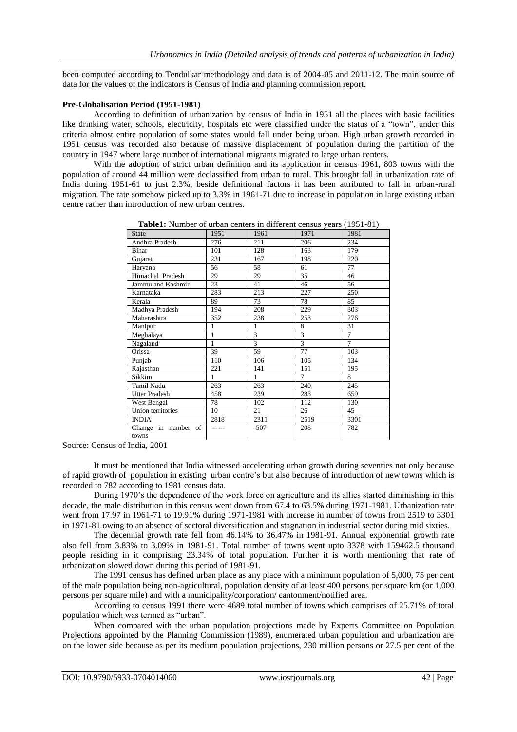been computed according to Tendulkar methodology and data is of 2004-05 and 2011-12. The main source of data for the values of the indicators is Census of India and planning commission report.

**Pre-Globalisation Period (1951-1981)**

According to definition of urbanization by census of India in 1951 all the places with basic facilities like drinking water, schools, electricity, hospitals etc were classified under the status of a "town", under this criteria almost entire population of some states would fall under being urban. High urban growth recorded in 1951 census was recorded also because of massive displacement of population during the partition of the country in 1947 where large number of international migrants migrated to large urban centers.

With the adoption of strict urban definition and its application in census 1961, 803 towns with the population of around 44 million were declassified from urban to rural. This brought fall in urbanization rate of India during 1951-61 to just 2.3%, beside definitional factors it has been attributed to fall in urban-rural migration. The rate somehow picked up to 3.3% in 1961-71 due to increase in population in large existing urban centre rather than introduction of new urban centres.

**Table1:** Number of urban centers in different census years (1951-81)

| State | 1951 | 1961 | 1971 | 1981 |
|---|---|---|---|---|
| Andhra Pradesh | 276 | 211 | 206 | 234 |
| Bihar | 101 | 128 | 163 | 179 |
| Gujarat | 231 | 167 | 198 | 220 |
| Haryana | 56 | 58 | 61 | 77 |
| Himachal Pradesh | 29 | 29 | 35 | 46 |
| Jammu and Kashmir | 23 | 41 | 46 | 56 |
| Karnataka | 283 | 213 | 227 | 250 |
| Kerala | 89 | 73 | 78 | 85 |
| Madhya Pradesh | 194 | 208 | 229 | 303 |
| Maharashtra | 352 | 238 | 253 | 276 |
| Manipur | 1 | 1 | 8 | 31 |
| Meghalaya | 1 | 3 | 3 | 7 |
| Nagaland | 1 | 3 | 3 | 7 |
| Orissa | 39 | 59 | 77 | 103 |
| Punjab | 110 | 106 | 105 | 134 |
| Rajasthan | 221 | 141 | 151 | 195 |
| Sikkim | 1 | 1 | 7 | 8 |
| Tamil Nadu | 263 | 263 | 240 | 245 |
| Uttar Pradesh | 458 | 239 | 283 | 659 |
| West Bengal | 78 | 102 | 112 | 130 |
| Union territories | 10 | 21 | 26 | 45 |
| INDIA | 2818 | 2311 | 2519 | 3301 |
| Change in number of towns | ------ | -507 | 208 | 782 |

Source: Census of India, 2001

It must be mentioned that India witnessed accelerating urban growth during seventies not only because of rapid growth of population in existing urban centre's but also because of introduction of new towns which is recorded to 782 according to 1981 census data.

During 1970's the dependence of the work force on agriculture and its allies started diminishing in this decade, the male distribution in this census went down from 67.4 to 63.5% during 1971-1981. Urbanization rate went from 17.97 in 1961-71 to 19.91% during 1971-1981 with increase in number of towns from 2519 to 3301 in 1971-81 owing to an absence of sectoral diversification and stagnation in industrial sector during mid sixties.

The decennial growth rate fell from 46.14% to 36.47% in 1981-91. Annual exponential growth rate also fell from 3.83% to 3.09% in 1981-91. Total number of towns went upto 3378 with 159462.5 thousand people residing in it comprising 23.34% of total population. Further it is worth mentioning that rate of urbanization slowed down during this period of 1981-91.

The 1991 census has defined urban place as any place with a minimum population of 5,000, 75 per cent of the male population being non-agricultural, population density of at least 400 persons per square km (or 1,000 persons per square mile) and with a municipality/corporation/ cantonment/notified area.

According to census 1991 there were 4689 total number of towns which comprises of 25.71% of total population which was termed as "urban".

When compared with the urban population projections made by Experts Committee on Population Projections appointed by the Planning Commission (1989), enumerated urban population and urbanization are on the lower side because as per its medium population projections, 230 million persons or 27.5 per cent of the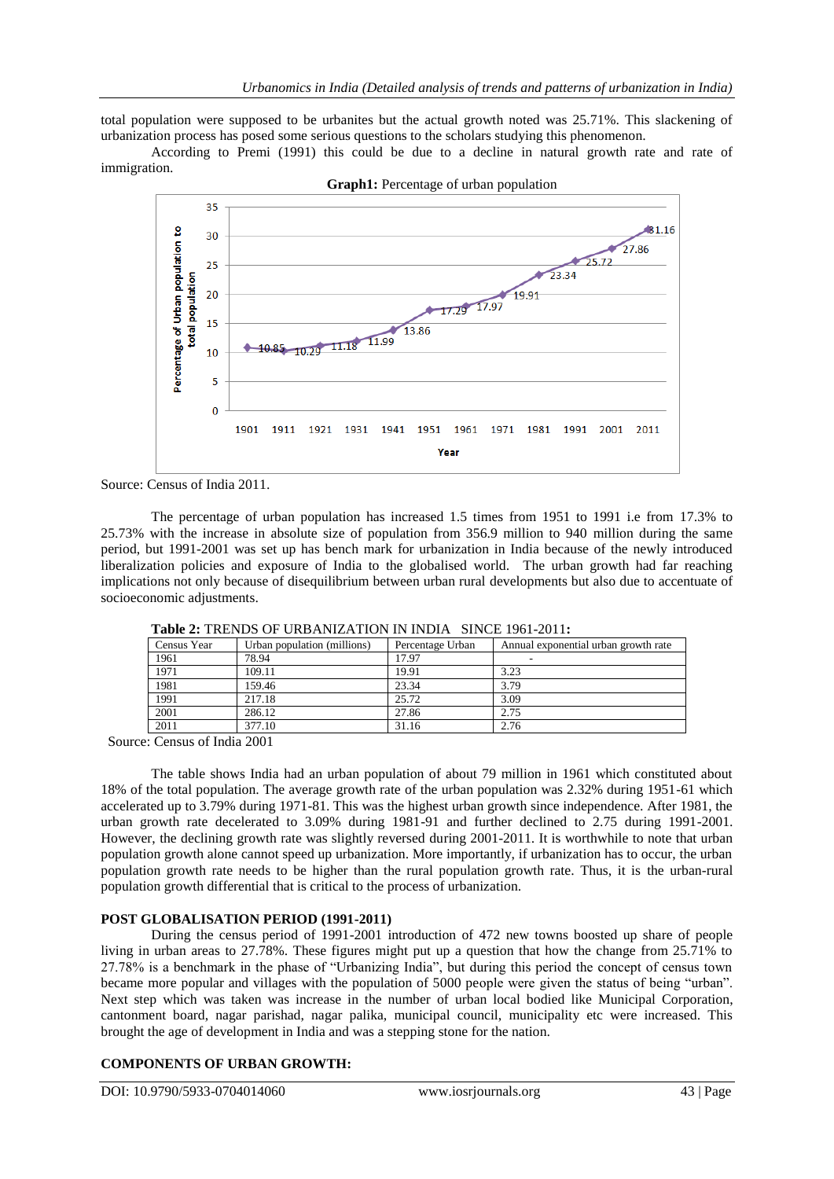total population were supposed to be urbanites but the actual growth noted was 25.71%. This slackening of urbanization process has posed some serious questions to the scholars studying this phenomenon.

According to Premi (1991) this could be due to a decline in natural growth rate and rate of immigration.

**Graph1:** Percentage of urban population

Source: Census of India 2011.

The percentage of urban population has increased 1.5 times from 1951 to 1991 i.e from 17.3% to 25.73% with the increase in absolute size of population from 356.9 million to 940 million during the same period, but 1991-2001 was set up has bench mark for urbanization in India because of the newly introduced liberalization policies and exposure of India to the globalised world. The urban growth had far reaching implications not only because of disequilibrium between urban rural developments but also due to accentuate of socioeconomic adjustments.

**Table 2:** TRENDS OF URBANIZATION IN INDIA SINCE 1961-2011**:**

| Census Year | Urban population (millions) | Percentage Urban | Annual exponential urban growth rate |
|---|---|---|---|
| 1961 | 78.94 | 17.97 | - |
| 1971 | 109.11 | 19.91 | 3.23 |
| 1981 | 159.46 | 23.34 | 3.79 |
| 1991 | 217.18 | 25.72 | 3.09 |
| 2001 | 286.12 | 27.86 | 2.75 |
| 2011 | 377.10 | 31.16 | 2.76 |

Source: Census of India 2001

The table shows India had an urban population of about 79 million in 1961 which constituted about 18% of the total population. The average growth rate of the urban population was 2.32% during 1951-61 which accelerated up to 3.79% during 1971-81. This was the highest urban growth since independence. After 1981, the urban growth rate decelerated to 3.09% during 1981-91 and further declined to 2.75 during 1991-2001. However, the declining growth rate was slightly reversed during 2001-2011. It is worthwhile to note that urban population growth alone cannot speed up urbanization. More importantly, if urbanization has to occur, the urban population growth rate needs to be higher than the rural population growth rate. Thus, it is the urban-rural population growth differential that is critical to the process of urbanization.

**POST GLOBALISATION PERIOD (1991-2011)**

During the census period of 1991-2001 introduction of 472 new towns boosted up share of people living in urban areas to 27.78%. These figures might put up a question that how the change from 25.71% to 27.78% is a benchmark in the phase of "Urbanizing India", but during this period the concept of census town became more popular and villages with the population of 5000 people were given the status of being "urban". Next step which was taken was increase in the number of urban local bodied like Municipal Corporation, cantonment board, nagar parishad, nagar palika, municipal council, municipality etc were increased. This brought the age of development in India and was a stepping stone for the nation.

**COMPONENTS OF URBAN GROWTH:**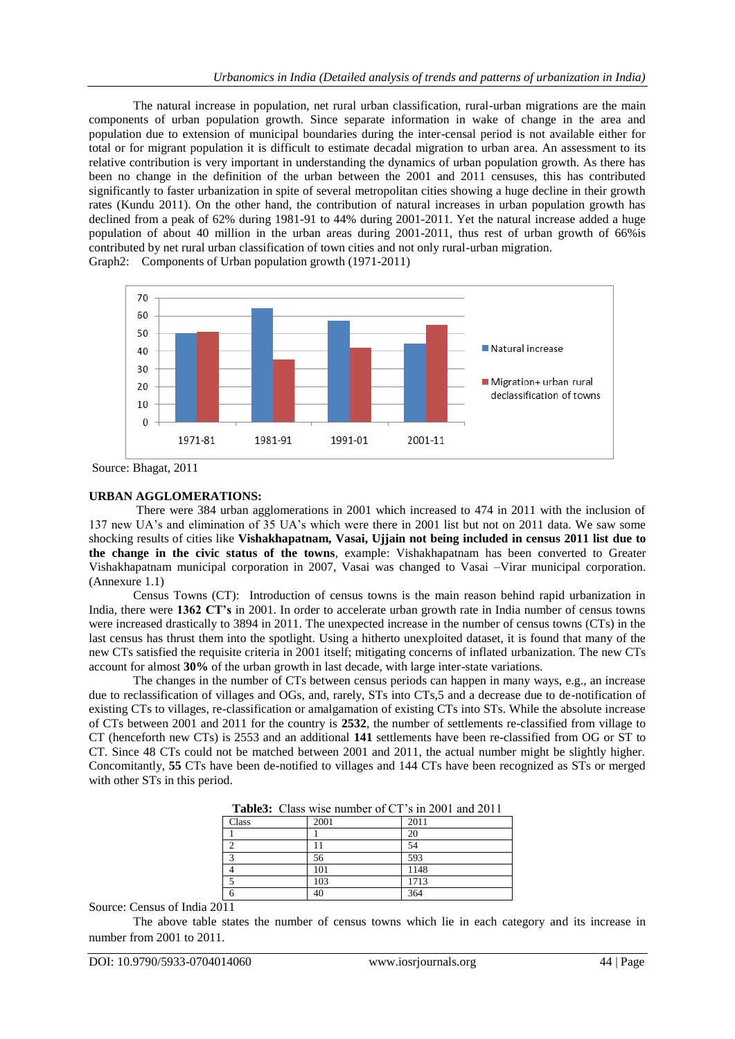The natural increase in population, net rural urban classification, rural-urban migrations are the main components of urban population growth. Since separate information in wake of change in the area and population due to extension of municipal boundaries during the inter-censal period is not available either for total or for migrant population it is difficult to estimate decadal migration to urban area. An assessment to its relative contribution is very important in understanding the dynamics of urban population growth. As there has been no change in the definition of the urban between the 2001 and 2011 censuses, this has contributed significantly to faster urbanization in spite of several metropolitan cities showing a huge decline in their growth rates (Kundu 2011). On the other hand, the contribution of natural increases in urban population growth has declined from a peak of 62% during 1981-91 to 44% during 2001-2011. Yet the natural increase added a huge population of about 40 million in the urban areas during 2001-2011, thus rest of urban growth of 66%is contributed by net rural urban classification of town cities and not only rural-urban migration.

Graph2: Components of Urban population growth (1971-2011)

| | 1971-81 | 1981-91 | 1991-01 | 2001-11 |
|---|---|---|---|---|
| Natural increase | 50 | 64 | 57 | 44 |
| Migration+ urban rural declassification of towns | 51 | 35 | 42 | 55 |

Source: Bhagat, 2011

**URBAN AGGLOMERATIONS:**

There were 384 urban agglomerations in 2001 which increased to 474 in 2011 with the inclusion of 137 new UA's and elimination of 35 UA's which were there in 2001 list but not on 2011 data. We saw some shocking results of cities like **Vishakhapatnam, Vasai, Ujjain not being included in census 2011 list due to the change in the civic status of the towns**, example: Vishakhapatnam has been converted to Greater Vishakhapatnam municipal corporation in 2007, Vasai was changed to Vasai –Virar municipal corporation. (Annexure 1.1)

Census Towns (CT): Introduction of census towns is the main reason behind rapid urbanization in India, there were **1362 CT's** in 2001. In order to accelerate urban growth rate in India number of census towns were increased drastically to 3894 in 2011. The unexpected increase in the number of census towns (CTs) in the last census has thrust them into the spotlight. Using a hitherto unexploited dataset, it is found that many of the new CTs satisfied the requisite criteria in 2001 itself; mitigating concerns of inflated urbanization. The new CTs account for almost **30%** of the urban growth in last decade, with large inter-state variations.

The changes in the number of CTs between census periods can happen in many ways, e.g., an increase due to reclassification of villages and OGs, and, rarely, STs into CTs,5 and a decrease due to de-notification of existing CTs to villages, re-classification or amalgamation of existing CTs into STs. While the absolute increase of CTs between 2001 and 2011 for the country is **2532**, the number of settlements re-classified from village to CT (henceforth new CTs) is 2553 and an additional **141** settlements have been re-classified from OG or ST to CT. Since 48 CTs could not be matched between 2001 and 2011, the actual number might be slightly higher. Concomitantly, **55** CTs have been de-notified to villages and 144 CTs have been recognized as STs or merged with other STs in this period.

**Table3:** Class wise number of CT's in 2001 and 2011

| Class | 2001 | 2011 |
|---|---|---|
| 1 | 1 | 20 |
| 2 | 11 | 54 |
| 3 | 56 | 593 |
| 4 | 101 | 1148 |
| 5 | 103 | 1713 |
| 6 | 40 | 364 |

Source: Census of India 2011

The above table states the number of census towns which lie in each category and its increase in number from 2001 to 2011.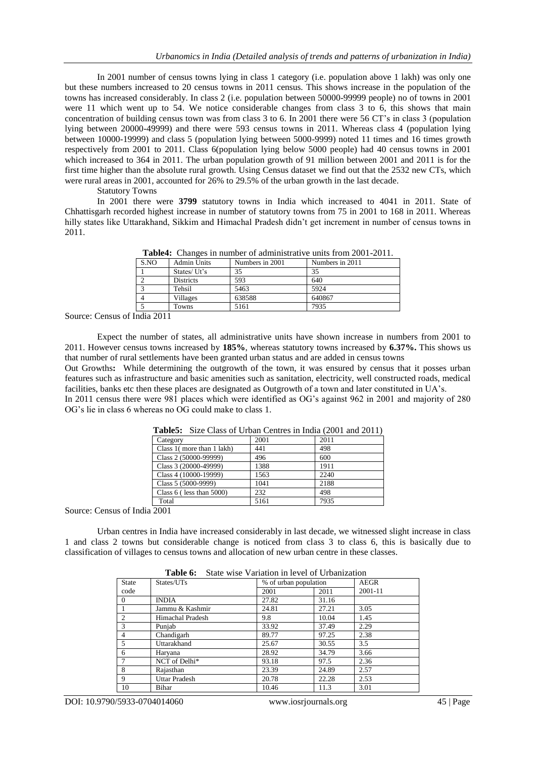In 2001 number of census towns lying in class 1 category (i.e. population above 1 lakh) was only one but these numbers increased to 20 census towns in 2011 census. This shows increase in the population of the towns has increased considerably. In class 2 (i.e. population between 50000-99999 people) no of towns in 2001 were 11 which went up to 54. We notice considerable changes from class 3 to 6, this shows that main concentration of building census town was from class 3 to 6. In 2001 there were 56 CT's in class 3 (population lying between 20000-49999) and there were 593 census towns in 2011. Whereas class 4 (population lying between 10000-19999) and class 5 (population lying between 5000-9999) noted 11 times and 16 times growth respectively from 2001 to 2011. Class 6(population lying below 5000 people) had 40 census towns in 2001 which increased to 364 in 2011. The urban population growth of 91 million between 2001 and 2011 is for the first time higher than the absolute rural growth. Using Census dataset we find out that the 2532 new CTs, which were rural areas in 2001, accounted for 26% to 29.5% of the urban growth in the last decade.

Statutory Towns

In 2001 there were **3799** statutory towns in India which increased to 4041 in 2011. State of Chhattisgarh recorded highest increase in number of statutory towns from 75 in 2001 to 168 in 2011. Whereas hilly states like Uttarakhand, Sikkim and Himachal Pradesh didn't get increment in number of census towns in 2011.

**Table4:** Changes in number of administrative units from 2001-2011.

| S.NO | Admin Units | Numbers in 2001 | Numbers in 2011 |
|---|---|---|---|
| 1 | States/ Ut's | 35 | 35 |
| 2 | Districts | 593 | 640 |
| 3 | Tehsil | 5463 | 5924 |
| 4 | Villages | 638588 | 640867 |
| 5 | Towns | 5161 | 7935 |

Source: Census of India 2011

Expect the number of states, all administrative units have shown increase in numbers from 2001 to 2011. However census towns increased by **185%**, whereas statutory towns increased by **6.37%.** This shows us that number of rural settlements have been granted urban status and are added in census towns

Out Growths**:** While determining the outgrowth of the town, it was ensured by census that it posses urban features such as infrastructure and basic amenities such as sanitation, electricity, well constructed roads, medical facilities, banks etc then these places are designated as Outgrowth of a town and later constituted in UA's.

In 2011 census there were 981 places which were identified as OG's against 962 in 2001 and majority of 280 OG's lie in class 6 whereas no OG could make to class 1.

**Table5:** Size Class of Urban Centres in India (2001 and 2011)

| Category | 2001 | 2011 |
|---|---|---|
| Class 1( more than 1 lakh) | 441 | 498 |
| Class 2 (50000-99999) | 496 | 600 |
| Class 3 (20000-49999) | 1388 | 1911 |
| Class 4 (10000-19999) | 1563 | 2240 |
| Class 5 (5000-9999) | 1041 | 2188 |
| Class 6 ( less than 5000) | 232 | 498 |
| Total | 5161 | 7935 |

Source: Census of India 2001

Urban centres in India have increased considerably in last decade, we witnessed slight increase in class 1 and class 2 towns but considerable change is noticed from class 3 to class 6, this is basically due to classification of villages to census towns and allocation of new urban centre in these classes.

**Table 6:** State wise Variation in level of Urbanization

| State code | States/UTs | % of urban population | | AEGR |
|---|---|---|---|---|
| | | 2001 | 2011 | 2001-11 |
| 0 | INDIA | 27.82 | 31.16 | |
| 1 | Jammu & Kashmir | 24.81 | 27.21 | 3.05 |
| 2 | Himachal Pradesh | 9.8 | 10.04 | 1.45 |
| 3 | Punjab | 33.92 | 37.49 | 2.29 |
| 4 | Chandigarh | 89.77 | 97.25 | 2.38 |
| 5 | Uttarakhand | 25.67 | 30.55 | 3.5 |
| 6 | Haryana | 28.92 | 34.79 | 3.66 |
| 7 | NCT of Delhi* | 93.18 | 97.5 | 2.36 |
| 8 | Rajasthan | 23.39 | 24.89 | 2.57 |
| 9 | Uttar Pradesh | 20.78 | 22.28 | 2.53 |
| 10 | Bihar | 10.46 | 11.3 | 3.01 |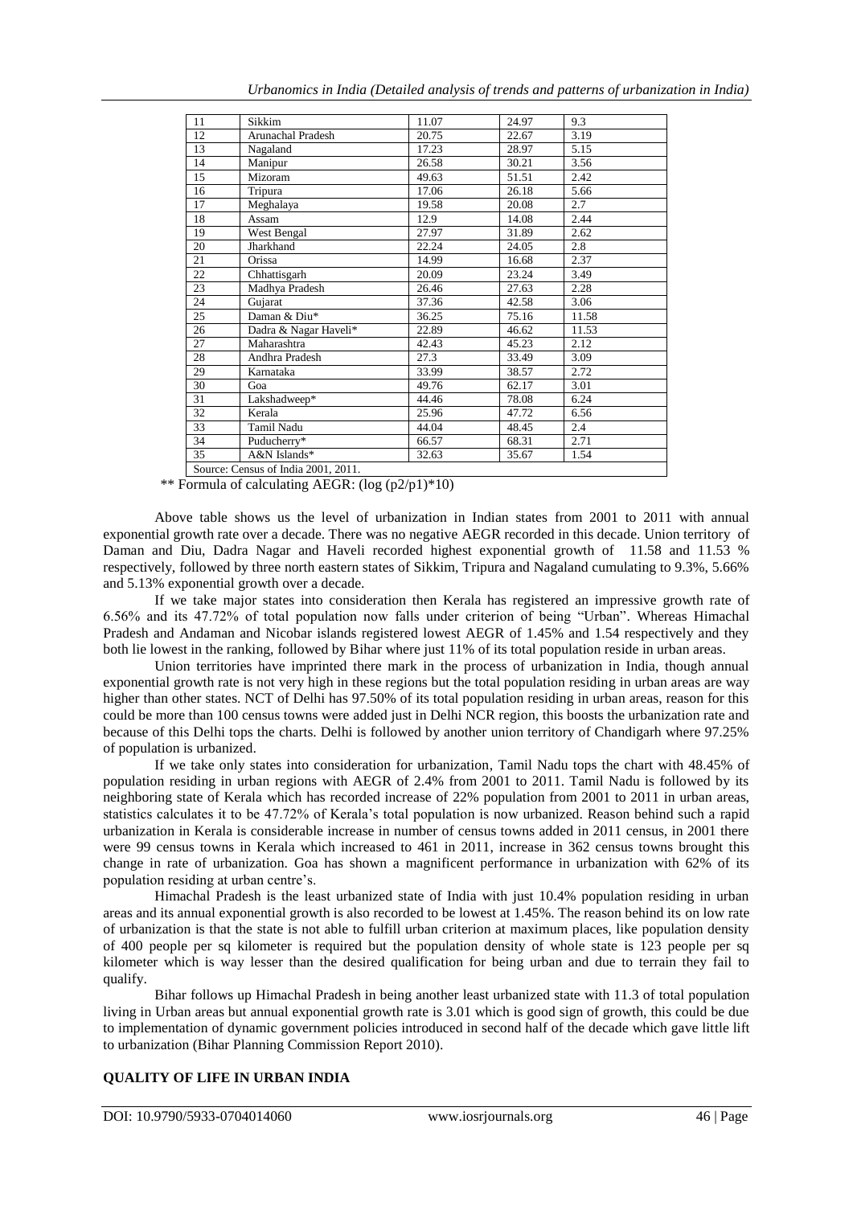| 11 | Sikkim | 11.07 | 24.97 | 9.3 |
|---|---|---|---|---|
| 12 | Arunachal Pradesh | 20.75 | 22.67 | 3.19 |
| 13 | Nagaland | 17.23 | 28.97 | 5.15 |
| 14 | Manipur | 26.58 | 30.21 | 3.56 |
| 15 | Mizoram | 49.63 | 51.51 | 2.42 |
| 16 | Tripura | 17.06 | 26.18 | 5.66 |
| 17 | Meghalaya | 19.58 | 20.08 | 2.7 |
| 18 | Assam | 12.9 | 14.08 | 2.44 |
| 19 | West Bengal | 27.97 | 31.89 | 2.62 |
| 20 | Jharkhand | 22.24 | 24.05 | 2.8 |
| 21 | Orissa | 14.99 | 16.68 | 2.37 |
| 22 | Chhattisgarh | 20.09 | 23.24 | 3.49 |
| 23 | Madhya Pradesh | 26.46 | 27.63 | 2.28 |
| 24 | Gujarat | 37.36 | 42.58 | 3.06 |
| 25 | Daman & Diu* | 36.25 | 75.16 | 11.58 |
| 26 | Dadra & Nagar Haveli* | 22.89 | 46.62 | 11.53 |
| 27 | Maharashtra | 42.43 | 45.23 | 2.12 |
| 28 | Andhra Pradesh | 27.3 | 33.49 | 3.09 |
| 29 | Karnataka | 33.99 | 38.57 | 2.72 |
| 30 | Goa | 49.76 | 62.17 | 3.01 |
| 31 | Lakshadweep* | 44.46 | 78.08 | 6.24 |
| 32 | Kerala | 25.96 | 47.72 | 6.56 |
| 33 | Tamil Nadu | 44.04 | 48.45 | 2.4 |
| 34 | Puducherry* | 66.57 | 68.31 | 2.71 |
| 35 | A&N Islands* | 32.63 | 35.67 | 1.54 |

Source: Census of India 2001, 2011.

** Formula of calculating AEGR: (log (p2/p1)*10)

Above table shows us the level of urbanization in Indian states from 2001 to 2011 with annual exponential growth rate over a decade. There was no negative AEGR recorded in this decade. Union territory of Daman and Diu, Dadra Nagar and Haveli recorded highest exponential growth of 11.58 and 11.53 % respectively, followed by three north eastern states of Sikkim, Tripura and Nagaland cumulating to 9.3%, 5.66% and 5.13% exponential growth over a decade.

If we take major states into consideration then Kerala has registered an impressive growth rate of 6.56% and its 47.72% of total population now falls under criterion of being "Urban". Whereas Himachal Pradesh and Andaman and Nicobar islands registered lowest AEGR of 1.45% and 1.54 respectively and they both lie lowest in the ranking, followed by Bihar where just 11% of its total population reside in urban areas.

Union territories have imprinted there mark in the process of urbanization in India, though annual exponential growth rate is not very high in these regions but the total population residing in urban areas are way higher than other states. NCT of Delhi has 97.50% of its total population residing in urban areas, reason for this could be more than 100 census towns were added just in Delhi NCR region, this boosts the urbanization rate and because of this Delhi tops the charts. Delhi is followed by another union territory of Chandigarh where 97.25% of population is urbanized.

If we take only states into consideration for urbanization, Tamil Nadu tops the chart with 48.45% of population residing in urban regions with AEGR of 2.4% from 2001 to 2011. Tamil Nadu is followed by its neighboring state of Kerala which has recorded increase of 22% population from 2001 to 2011 in urban areas, statistics calculates it to be 47.72% of Kerala's total population is now urbanized. Reason behind such a rapid urbanization in Kerala is considerable increase in number of census towns added in 2011 census, in 2001 there were 99 census towns in Kerala which increased to 461 in 2011, increase in 362 census towns brought this change in rate of urbanization. Goa has shown a magnificent performance in urbanization with 62% of its population residing at urban centre's.

Himachal Pradesh is the least urbanized state of India with just 10.4% population residing in urban areas and its annual exponential growth is also recorded to be lowest at 1.45%. The reason behind its on low rate of urbanization is that the state is not able to fulfill urban criterion at maximum places, like population density of 400 people per sq kilometer is required but the population density of whole state is 123 people per sq kilometer which is way lesser than the desired qualification for being urban and due to terrain they fail to qualify.

Bihar follows up Himachal Pradesh in being another least urbanized state with 11.3 of total population living in Urban areas but annual exponential growth rate is 3.01 which is good sign of growth, this could be due to implementation of dynamic government policies introduced in second half of the decade which gave little lift to urbanization (Bihar Planning Commission Report 2010).

## QUALITY OF LIFE IN URBAN INDIA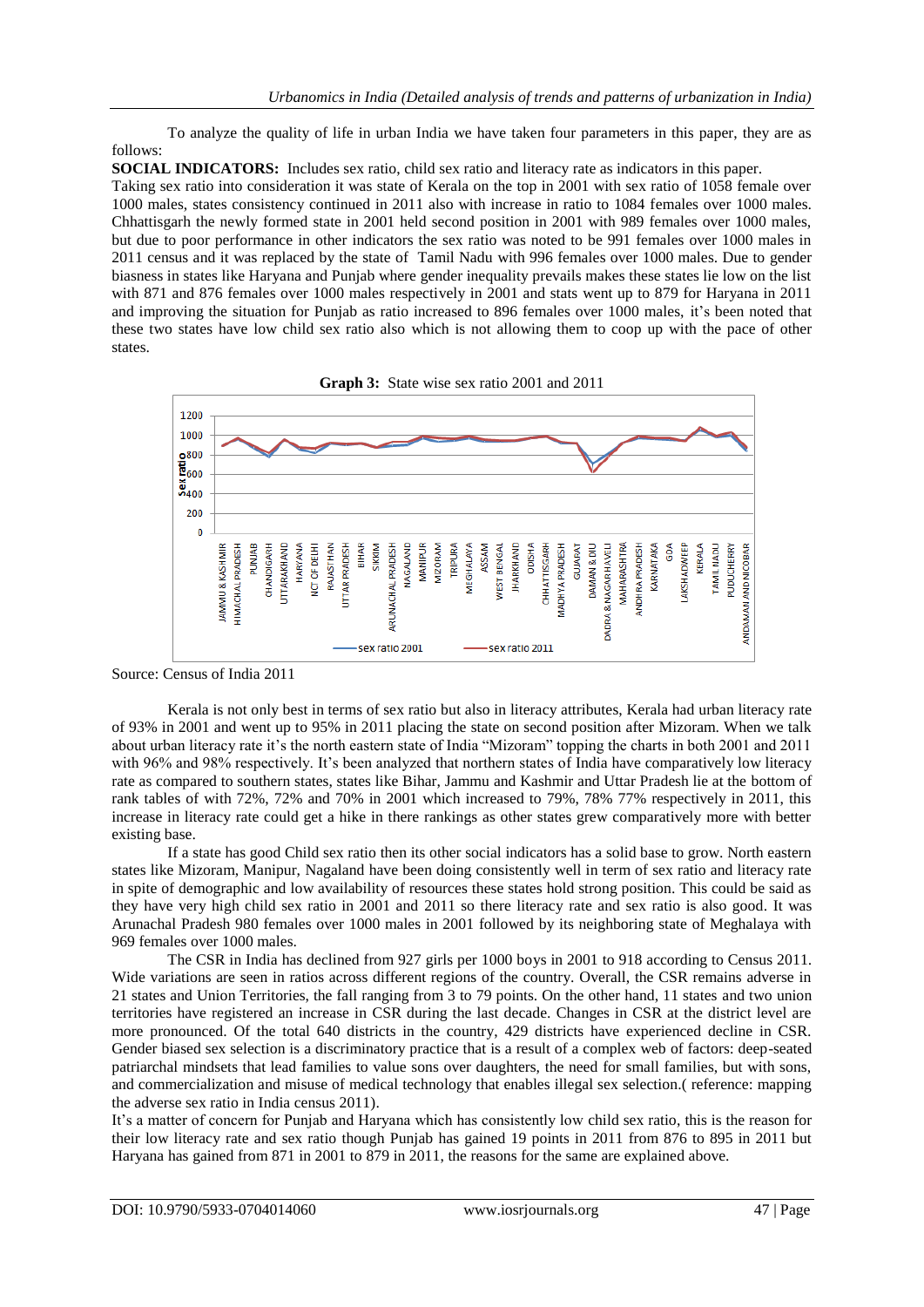To analyze the quality of life in urban India we have taken four parameters in this paper, they are as follows:

**SOCIAL INDICATORS:** Includes sex ratio, child sex ratio and literacy rate as indicators in this paper.

Taking sex ratio into consideration it was state of Kerala on the top in 2001 with sex ratio of 1058 female over 1000 males, states consistency continued in 2011 also with increase in ratio to 1084 females over 1000 males. Chhattisgarh the newly formed state in 2001 held second position in 2001 with 989 females over 1000 males, but due to poor performance in other indicators the sex ratio was noted to be 991 females over 1000 males in 2011 census and it was replaced by the state of Tamil Nadu with 996 females over 1000 males. Due to gender biasness in states like Haryana and Punjab where gender inequality prevails makes these states lie low on the list with 871 and 876 females over 1000 males respectively in 2001 and stats went up to 879 for Haryana in 2011 and improving the situation for Punjab as ratio increased to 896 females over 1000 males, it's been noted that these two states have low child sex ratio also which is not allowing them to coop up with the pace of other states.

**Graph 3:** State wise sex ratio 2001 and 2011

Source: Census of India 2011

Kerala is not only best in terms of sex ratio but also in literacy attributes, Kerala had urban literacy rate of 93% in 2001 and went up to 95% in 2011 placing the state on second position after Mizoram. When we talk about urban literacy rate it's the north eastern state of India "Mizoram" topping the charts in both 2001 and 2011 with 96% and 98% respectively. It's been analyzed that northern states of India have comparatively low literacy rate as compared to southern states, states like Bihar, Jammu and Kashmir and Uttar Pradesh lie at the bottom of rank tables of with 72%, 72% and 70% in 2001 which increased to 79%, 78% 77% respectively in 2011, this increase in literacy rate could get a hike in there rankings as other states grew comparatively more with better existing base.

If a state has good Child sex ratio then its other social indicators has a solid base to grow. North eastern states like Mizoram, Manipur, Nagaland have been doing consistently well in term of sex ratio and literacy rate in spite of demographic and low availability of resources these states hold strong position. This could be said as they have very high child sex ratio in 2001 and 2011 so there literacy rate and sex ratio is also good. It was Arunachal Pradesh 980 females over 1000 males in 2001 followed by its neighboring state of Meghalaya with 969 females over 1000 males.

The CSR in India has declined from 927 girls per 1000 boys in 2001 to 918 according to Census 2011. Wide variations are seen in ratios across different regions of the country. Overall, the CSR remains adverse in 21 states and Union Territories, the fall ranging from 3 to 79 points. On the other hand, 11 states and two union territories have registered an increase in CSR during the last decade. Changes in CSR at the district level are more pronounced. Of the total 640 districts in the country, 429 districts have experienced decline in CSR. Gender biased sex selection is a discriminatory practice that is a result of a complex web of factors: deep-seated patriarchal mindsets that lead families to value sons over daughters, the need for small families, but with sons, and commercialization and misuse of medical technology that enables illegal sex selection.( reference: mapping the adverse sex ratio in India census 2011).

It's a matter of concern for Punjab and Haryana which has consistently low child sex ratio, this is the reason for their low literacy rate and sex ratio though Punjab has gained 19 points in 2011 from 876 to 895 in 2011 but Haryana has gained from 871 in 2001 to 879 in 2011, the reasons for the same are explained above.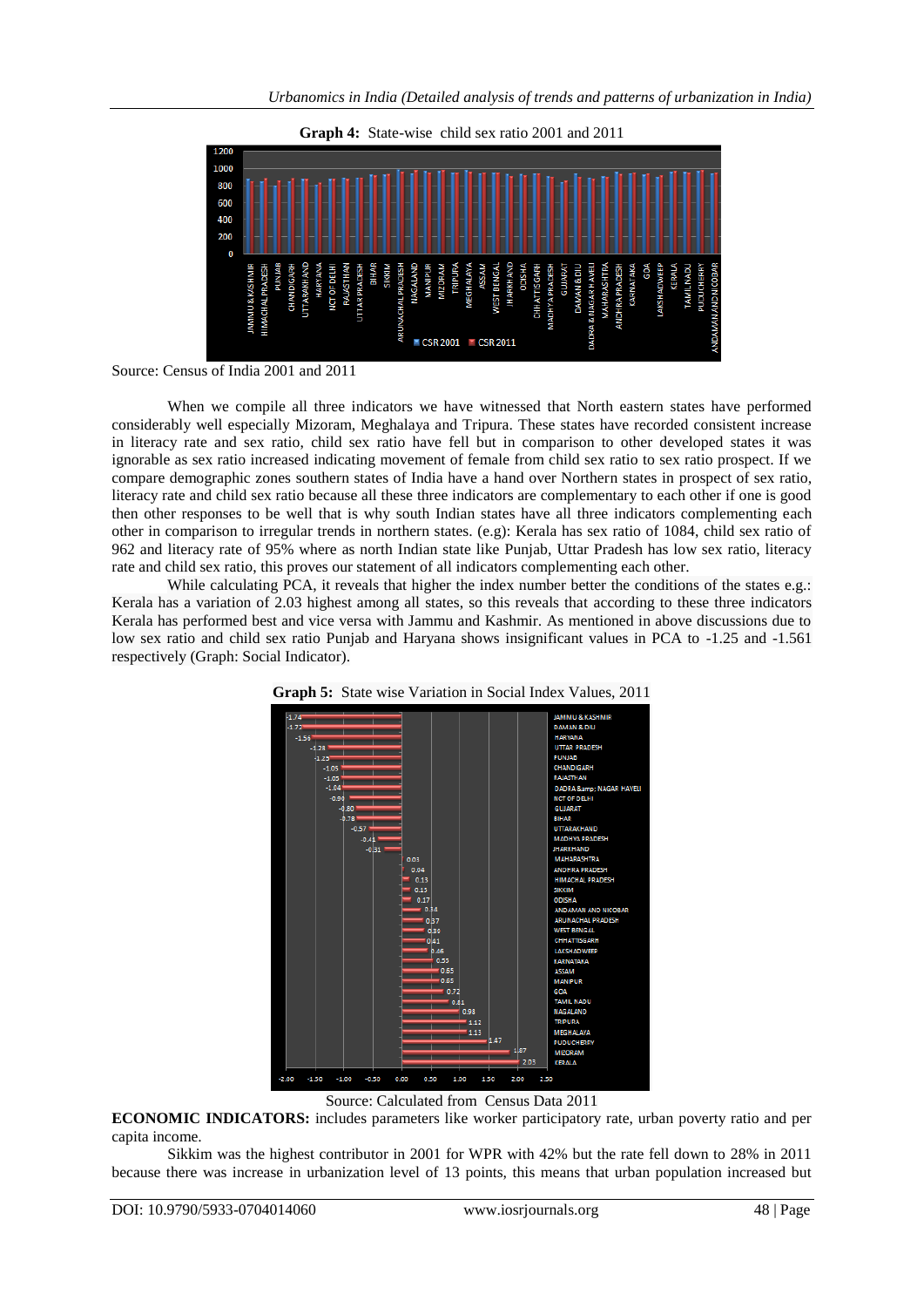**Graph 4:** State-wise child sex ratio 2001 and 2011

Source: Census of India 2001 and 2011

When we compile all three indicators we have witnessed that North eastern states have performed considerably well especially Mizoram, Meghalaya and Tripura. These states have recorded consistent increase in literacy rate and sex ratio, child sex ratio have fell but in comparison to other developed states it was ignorable as sex ratio increased indicating movement of female from child sex ratio to sex ratio prospect. If we compare demographic zones southern states of India have a hand over Northern states in prospect of sex ratio, literacy rate and child sex ratio because all these three indicators are complementary to each other if one is good then other responses to be well that is why south Indian states have all three indicators complementing each other in comparison to irregular trends in northern states. (e.g): Kerala has sex ratio of 1084, child sex ratio of 962 and literacy rate of 95% where as north Indian state like Punjab, Uttar Pradesh has low sex ratio, literacy rate and child sex ratio, this proves our statement of all indicators complementing each other.

While calculating PCA, it reveals that higher the index number better the conditions of the states e.g.: Kerala has a variation of 2.03 highest among all states, so this reveals that according to these three indicators Kerala has performed best and vice versa with Jammu and Kashmir. As mentioned in above discussions due to low sex ratio and child sex ratio Punjab and Haryana shows insignificant values in PCA to -1.25 and -1.561 respectively (Graph: Social Indicator).

**Graph 5:** State wise Variation in Social Index Values, 2011

Source: Calculated from Census Data 2011

**ECONOMIC INDICATORS:** includes parameters like worker participatory rate, urban poverty ratio and per capita income.

Sikkim was the highest contributor in 2001 for WPR with 42% but the rate fell down to 28% in 2011 because there was increase in urbanization level of 13 points, this means that urban population increased but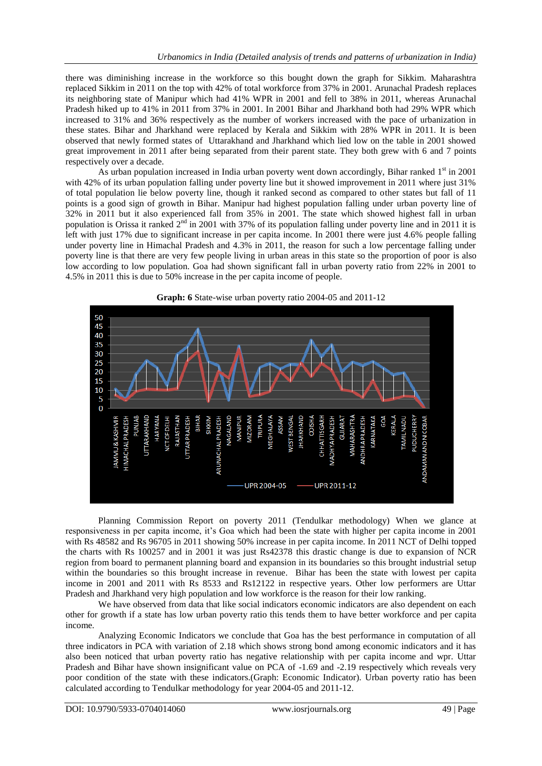there was diminishing increase in the workforce so this bought down the graph for Sikkim. Maharashtra replaced Sikkim in 2011 on the top with 42% of total workforce from 37% in 2001. Arunachal Pradesh replaces its neighboring state of Manipur which had 41% WPR in 2001 and fell to 38% in 2011, whereas Arunachal Pradesh hiked up to 41% in 2011 from 37% in 2001. In 2001 Bihar and Jharkhand both had 29% WPR which increased to 31% and 36% respectively as the number of workers increased with the pace of urbanization in these states. Bihar and Jharkhand were replaced by Kerala and Sikkim with 28% WPR in 2011. It is been observed that newly formed states of Uttarakhand and Jharkhand which lied low on the table in 2001 showed great improvement in 2011 after being separated from their parent state. They both grew with 6 and 7 points respectively over a decade.

As urban population increased in India urban poverty went down accordingly, Bihar ranked 1st in 2001 with 42% of its urban population falling under poverty line but it showed improvement in 2011 where just 31% of total population lie below poverty line, though it ranked second as compared to other states but fall of 11 points is a good sign of growth in Bihar. Manipur had highest population falling under urban poverty line of 32% in 2011 but it also experienced fall from 35% in 2001. The state which showed highest fall in urban population is Orissa it ranked 2nd in 2001 with 37% of its population falling under poverty line and in 2011 it is left with just 17% due to significant increase in per capita income. In 2001 there were just 4.6% people falling under poverty line in Himachal Pradesh and 4.3% in 2011, the reason for such a low percentage falling under poverty line is that there are very few people living in urban areas in this state so the proportion of poor is also low according to low population. Goa had shown significant fall in urban poverty ratio from 22% in 2001 to 4.5% in 2011 this is due to 50% increase in the per capita income of people.

**Graph: 6** State-wise urban poverty ratio 2004-05 and 2011-12

Planning Commission Report on poverty 2011 (Tendulkar methodology) When we glance at responsiveness in per capita income, it's Goa which had been the state with higher per capita income in 2001 with Rs 48582 and Rs 96705 in 2011 showing 50% increase in per capita income. In 2011 NCT of Delhi topped the charts with Rs 100257 and in 2001 it was just Rs42378 this drastic change is due to expansion of NCR region from board to permanent planning board and expansion in its boundaries so this brought industrial setup within the boundaries so this brought increase in revenue. Bihar has been the state with lowest per capita income in 2001 and 2011 with Rs 8533 and Rs12122 in respective years. Other low performers are Uttar Pradesh and Jharkhand very high population and low workforce is the reason for their low ranking.

We have observed from data that like social indicators economic indicators are also dependent on each other for growth if a state has low urban poverty ratio this tends them to have better workforce and per capita income.

Analyzing Economic Indicators we conclude that Goa has the best performance in computation of all three indicators in PCA with variation of 2.18 which shows strong bond among economic indicators and it has also been noticed that urban poverty ratio has negative relationship with per capita income and wpr. Uttar Pradesh and Bihar have shown insignificant value on PCA of -1.69 and -2.19 respectively which reveals very poor condition of the state with these indicators.(Graph: Economic Indicator). Urban poverty ratio has been calculated according to Tendulkar methodology for year 2004-05 and 2011-12.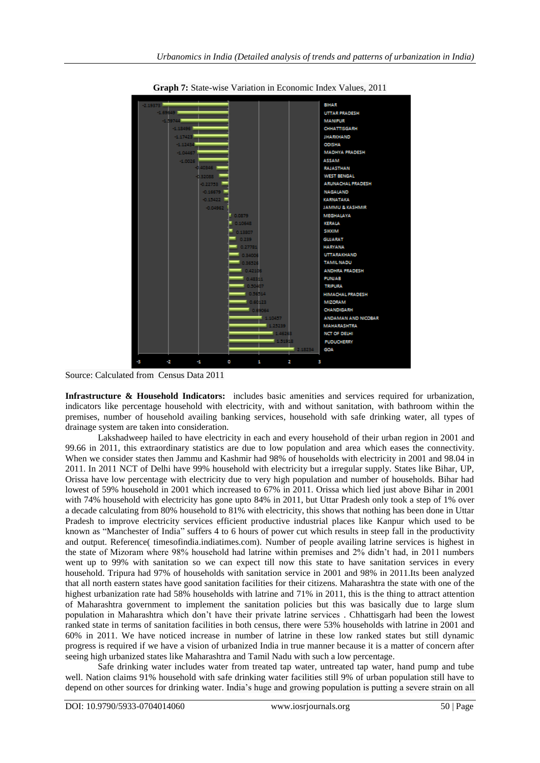**Graph 7:** State-wise Variation in Economic Index Values, 2011

| State | Economic Index Value |
|---|---|
| BIHAR | -2.19373 |
| UTTAR PRADESH | -1.69649 |
| MANIPUR | -1.59744 |
| CHHATTISGARH | -1.18496 |
| JHARKHAND | -1.17423 |
| ODISHA | -1.12434 |
| MADHYA PRADESH | -1.04467 |
| ASSAM | -1.0026 |
| RAJASTHAN | -0.40346 |
| WEST BENGAL | -0.32088 |
| ARUNACHAL PRADESH | -0.22753 |
| NAGALAND | -0.16679 |
| KARNATAKA | -0.15422 |
| JAMMU & KASHMIR | -0.04962 |
| MEGHALAYA | 0.0879 |
| KERALA | 0.10648 |
| SIKKIM | 0.13807 |
| GUJARAT | 0.239 |
| HARYANA | 0.27781 |
| UTTARAKHAND | 0.34006 |
| TAMIL NADU | 0.36526 |
| ANDHRA PRADESH | 0.42106 |
| PUNJAB | 0.48311 |
| TRIPURA | 0.50407 |
| HIMACHAL PRADESH | 0.56514 |
| MIZORAM | 0.60123 |
| CHANDIGARH | 0.69064 |
| ANDAMAN AND NICOBAR | 1.10457 |
| MAHARASHTRA | 1.25239 |
| NCT OF DELHI | 1.46263 |
| PUDUCHERRY | 1.51918 |
| GOA | 2.18234 |

Source: Calculated from Census Data 2011

**Infrastructure & Household Indicators:** includes basic amenities and services required for urbanization, indicators like percentage household with electricity, with and without sanitation, with bathroom within the premises, number of household availing banking services, household with safe drinking water, all types of drainage system are taken into consideration.

Lakshadweep hailed to have electricity in each and every household of their urban region in 2001 and 99.66 in 2011, this extraordinary statistics are due to low population and area which eases the connectivity. When we consider states then Jammu and Kashmir had 98% of households with electricity in 2001 and 98.04 in 2011. In 2011 NCT of Delhi have 99% household with electricity but a irregular supply. States like Bihar, UP, Orissa have low percentage with electricity due to very high population and number of households. Bihar had lowest of 59% household in 2001 which increased to 67% in 2011. Orissa which lied just above Bihar in 2001 with 74% household with electricity has gone upto 84% in 2011, but Uttar Pradesh only took a step of 1% over a decade calculating from 80% household to 81% with electricity, this shows that nothing has been done in Uttar Pradesh to improve electricity services efficient productive industrial places like Kanpur which used to be known as "Manchester of India" suffers 4 to 6 hours of power cut which results in steep fall in the productivity and output. Reference( timesofindia.indiatimes.com). Number of people availing latrine services is highest in the state of Mizoram where 98% household had latrine within premises and 2% didn't had, in 2011 numbers went up to 99% with sanitation so we can expect till now this state to have sanitation services in every household. Tripura had 97% of households with sanitation service in 2001 and 98% in 2011.Its been analyzed that all north eastern states have good sanitation facilities for their citizens. Maharashtra the state with one of the highest urbanization rate had 58% households with latrine and 71% in 2011, this is the thing to attract attention of Maharashtra government to implement the sanitation policies but this was basically due to large slum population in Maharashtra which don't have their private latrine services . Chhattisgarh had been the lowest ranked state in terms of sanitation facilities in both census, there were 53% households with latrine in 2001 and 60% in 2011. We have noticed increase in number of latrine in these low ranked states but still dynamic progress is required if we have a vision of urbanized India in true manner because it is a matter of concern after seeing high urbanized states like Maharashtra and Tamil Nadu with such a low percentage.

Safe drinking water includes water from treated tap water, untreated tap water, hand pump and tube well. Nation claims 91% household with safe drinking water facilities still 9% of urban population still have to depend on other sources for drinking water. India's huge and growing population is putting a severe strain on all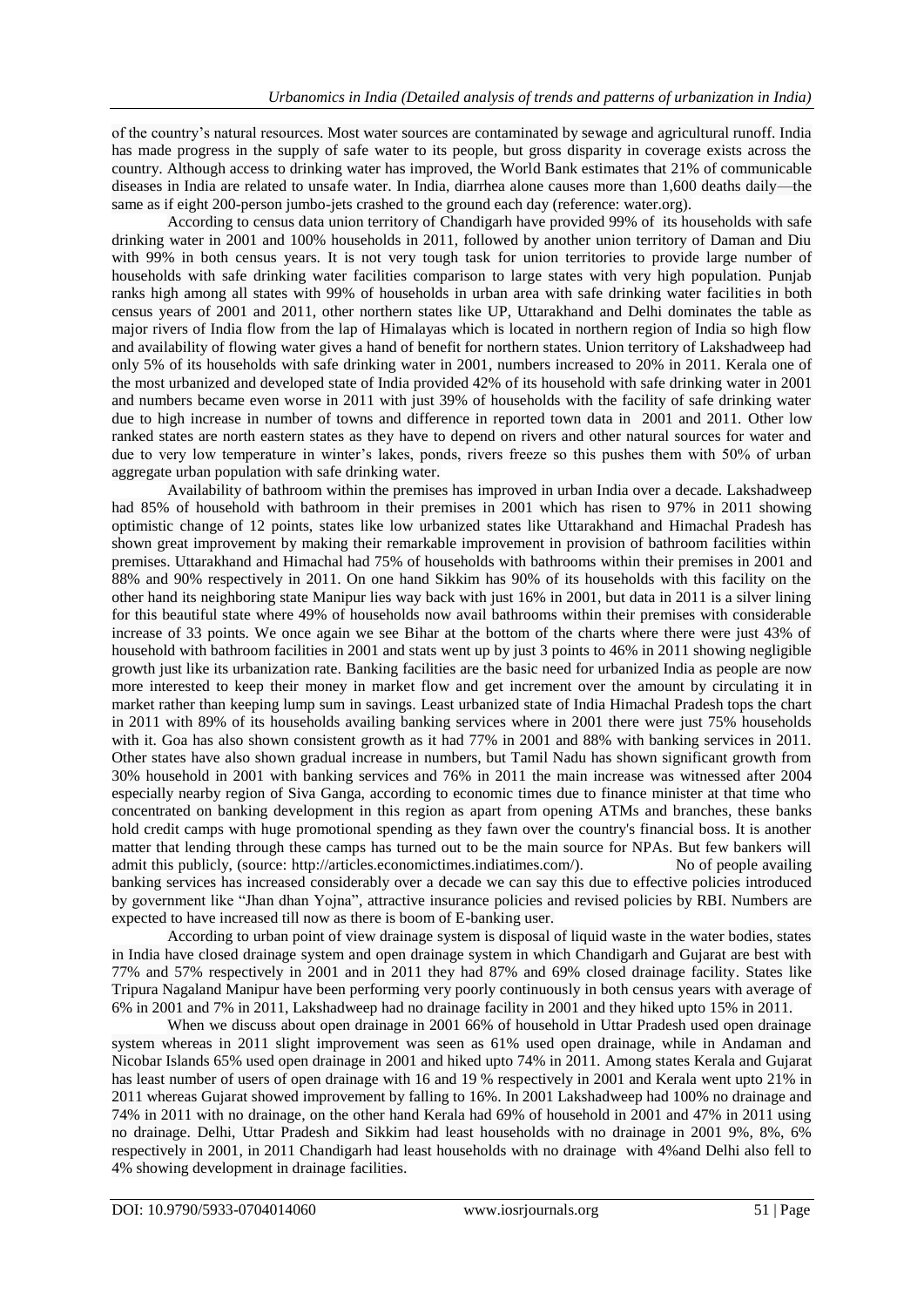of the country's natural resources. Most water sources are contaminated by sewage and agricultural runoff. India has made progress in the supply of safe water to its people, but gross disparity in coverage exists across the country. Although access to drinking water has improved, the World Bank estimates that 21% of communicable diseases in India are related to unsafe water. In India, diarrhea alone causes more than 1,600 deaths daily—the same as if eight 200-person jumbo-jets crashed to the ground each day (reference: water.org).

According to census data union territory of Chandigarh have provided 99% of its households with safe drinking water in 2001 and 100% households in 2011, followed by another union territory of Daman and Diu with 99% in both census years. It is not very tough task for union territories to provide large number of households with safe drinking water facilities comparison to large states with very high population. Punjab ranks high among all states with 99% of households in urban area with safe drinking water facilities in both census years of 2001 and 2011, other northern states like UP, Uttarakhand and Delhi dominates the table as major rivers of India flow from the lap of Himalayas which is located in northern region of India so high flow and availability of flowing water gives a hand of benefit for northern states. Union territory of Lakshadweep had only 5% of its households with safe drinking water in 2001, numbers increased to 20% in 2011. Kerala one of the most urbanized and developed state of India provided 42% of its household with safe drinking water in 2001 and numbers became even worse in 2011 with just 39% of households with the facility of safe drinking water due to high increase in number of towns and difference in reported town data in 2001 and 2011. Other low ranked states are north eastern states as they have to depend on rivers and other natural sources for water and due to very low temperature in winter's lakes, ponds, rivers freeze so this pushes them with 50% of urban aggregate urban population with safe drinking water.

Availability of bathroom within the premises has improved in urban India over a decade. Lakshadweep had 85% of household with bathroom in their premises in 2001 which has risen to 97% in 2011 showing optimistic change of 12 points, states like low urbanized states like Uttarakhand and Himachal Pradesh has shown great improvement by making their remarkable improvement in provision of bathroom facilities within premises. Uttarakhand and Himachal had 75% of households with bathrooms within their premises in 2001 and 88% and 90% respectively in 2011. On one hand Sikkim has 90% of its households with this facility on the other hand its neighboring state Manipur lies way back with just 16% in 2001, but data in 2011 is a silver lining for this beautiful state where 49% of households now avail bathrooms within their premises with considerable increase of 33 points. We once again we see Bihar at the bottom of the charts where there were just 43% of household with bathroom facilities in 2001 and stats went up by just 3 points to 46% in 2011 showing negligible growth just like its urbanization rate. Banking facilities are the basic need for urbanized India as people are now more interested to keep their money in market flow and get increment over the amount by circulating it in market rather than keeping lump sum in savings. Least urbanized state of India Himachal Pradesh tops the chart in 2011 with 89% of its households availing banking services where in 2001 there were just 75% households with it. Goa has also shown consistent growth as it had 77% in 2001 and 88% with banking services in 2011. Other states have also shown gradual increase in numbers, but Tamil Nadu has shown significant growth from 30% household in 2001 with banking services and 76% in 2011 the main increase was witnessed after 2004 especially nearby region of Siva Ganga, according to economic times due to finance minister at that time who concentrated on banking development in this region as apart from opening ATMs and branches, these banks hold credit camps with huge promotional spending as they fawn over the country's financial boss. It is another matter that lending through these camps has turned out to be the main source for NPAs. But few bankers will admit this publicly, (source: http://articles.economictimes.indiatimes.com/). No of people availing banking services has increased considerably over a decade we can say this due to effective policies introduced by government like "Jhan dhan Yojna", attractive insurance policies and revised policies by RBI. Numbers are expected to have increased till now as there is boom of E-banking user.

According to urban point of view drainage system is disposal of liquid waste in the water bodies, states in India have closed drainage system and open drainage system in which Chandigarh and Gujarat are best with 77% and 57% respectively in 2001 and in 2011 they had 87% and 69% closed drainage facility. States like Tripura Nagaland Manipur have been performing very poorly continuously in both census years with average of 6% in 2001 and 7% in 2011, Lakshadweep had no drainage facility in 2001 and they hiked upto 15% in 2011.

When we discuss about open drainage in 2001 66% of household in Uttar Pradesh used open drainage system whereas in 2011 slight improvement was seen as 61% used open drainage, while in Andaman and Nicobar Islands 65% used open drainage in 2001 and hiked upto 74% in 2011. Among states Kerala and Gujarat has least number of users of open drainage with 16 and 19 % respectively in 2001 and Kerala went upto 21% in 2011 whereas Gujarat showed improvement by falling to 16%. In 2001 Lakshadweep had 100% no drainage and 74% in 2011 with no drainage, on the other hand Kerala had 69% of household in 2001 and 47% in 2011 using no drainage. Delhi, Uttar Pradesh and Sikkim had least households with no drainage in 2001 9%, 8%, 6% respectively in 2001, in 2011 Chandigarh had least households with no drainage with 4%and Delhi also fell to 4% showing development in drainage facilities.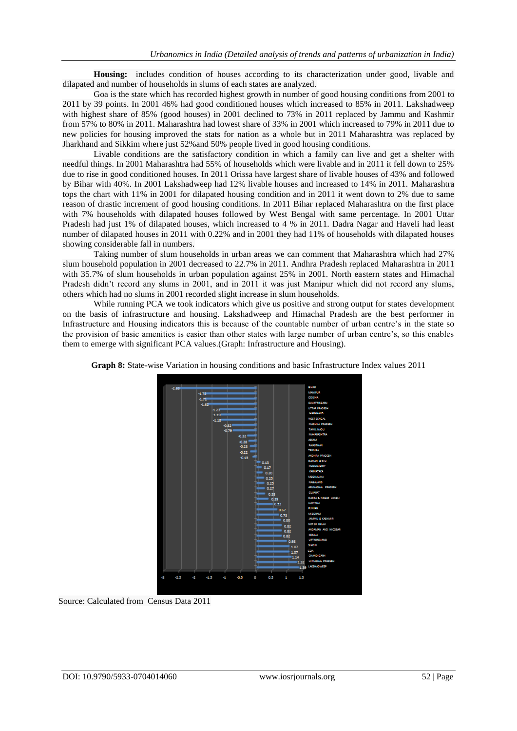**Housing:** includes condition of houses according to its characterization under good, livable and dilapated and number of households in slums of each states are analyzed.

Goa is the state which has recorded highest growth in number of good housing conditions from 2001 to 2011 by 39 points. In 2001 46% had good conditioned houses which increased to 85% in 2011. Lakshadweep with highest share of 85% (good houses) in 2001 declined to 73% in 2011 replaced by Jammu and Kashmir from 57% to 80% in 2011. Maharashtra had lowest share of 33% in 2001 which increased to 79% in 2011 due to new policies for housing improved the stats for nation as a whole but in 2011 Maharashtra was replaced by Jharkhand and Sikkim where just 52%and 50% people lived in good housing conditions.

Livable conditions are the satisfactory condition in which a family can live and get a shelter with needful things. In 2001 Maharashtra had 55% of households which were livable and in 2011 it fell down to 25% due to rise in good conditioned houses. In 2011 Orissa have largest share of livable houses of 43% and followed by Bihar with 40%. In 2001 Lakshadweep had 12% livable houses and increased to 14% in 2011. Maharashtra tops the chart with 11% in 2001 for dilapated housing condition and in 2011 it went down to 2% due to same reason of drastic increment of good housing conditions. In 2011 Bihar replaced Maharashtra on the first place with 7% households with dilapated houses followed by West Bengal with same percentage. In 2001 Uttar Pradesh had just 1% of dilapated houses, which increased to 4 % in 2011. Dadra Nagar and Haveli had least number of dilapated houses in 2011 with 0.22% and in 2001 they had 11% of households with dilapated houses showing considerable fall in numbers.

Taking number of slum households in urban areas we can comment that Maharashtra which had 27% slum household population in 2001 decreased to 22.7% in 2011. Andhra Pradesh replaced Maharashtra in 2011 with 35.7% of slum households in urban population against 25% in 2001. North eastern states and Himachal Pradesh didn't record any slums in 2001, and in 2011 it was just Manipur which did not record any slums, others which had no slums in 2001 recorded slight increase in slum households.

While running PCA we took indicators which give us positive and strong output for states development on the basis of infrastructure and housing. Lakshadweep and Himachal Pradesh are the best performer in Infrastructure and Housing indicators this is because of the countable number of urban centre's in the state so the provision of basic amenities is easier than other states with large number of urban centre's, so this enables them to emerge with significant PCA values.(Graph: Infrastructure and Housing).

**Graph 8:** State-wise Variation in housing conditions and basic Infrastructure Index values 2011

| State | Index value |
|---|---|
| BIHAR | -2.63 |
| MANIPUR | -1.72 |
| ODISHA | -1.71 |
| CHHATTISGARH | -1.62 |
| UTTAR PRADESH | -1.23 |
| JHARKHAND | -1.19 |
| WEST BENGAL | -1.18 |
| MADHYA PRADESH | -0.82 |
| TAMIL NADU | -0.79 |
| MAHARASHTRA | -0.32 |
| ASSAM | -0.28 |
| RAJASTHAN | -0.23 |
| TRIPURA | -0.22 |
| ANDHRA PRADESH | -0.15 |
| DAMAN & DIU | 0.13 |
| PUDUCHERRY | 0.17 |
| KARNATAKA | 0.20 |
| MEGHALAYA | 0.25 |
| NAGALAND | 0.25 |
| ARUNACHAL PRADESH | 0.27 |
| GUJARAT | 0.28 |
| DADRA & NAGAR HAVELI | 0.39 |
| HARYANA | 0.53 |
| PUNJAB | 0.67 |
| MIZORAM | 0.73 |
| JAMMU & KASHMIR | 0.80 |
| NCT OF DELHI | 0.82 |
| ANDAMAN AND NICOBAR | 0.82 |
| KERALA | 0.82 |
| UTTARAKHAND | 0.98 |
| SIKKIM | 1.07 |
| GOA | 1.07 |
| CHANDIGARH | 1.14 |
| HIMACHAL PRADESH | 1.32 |
| LAKSHADWEEP | 1.39 |

Source: Calculated from Census Data 2011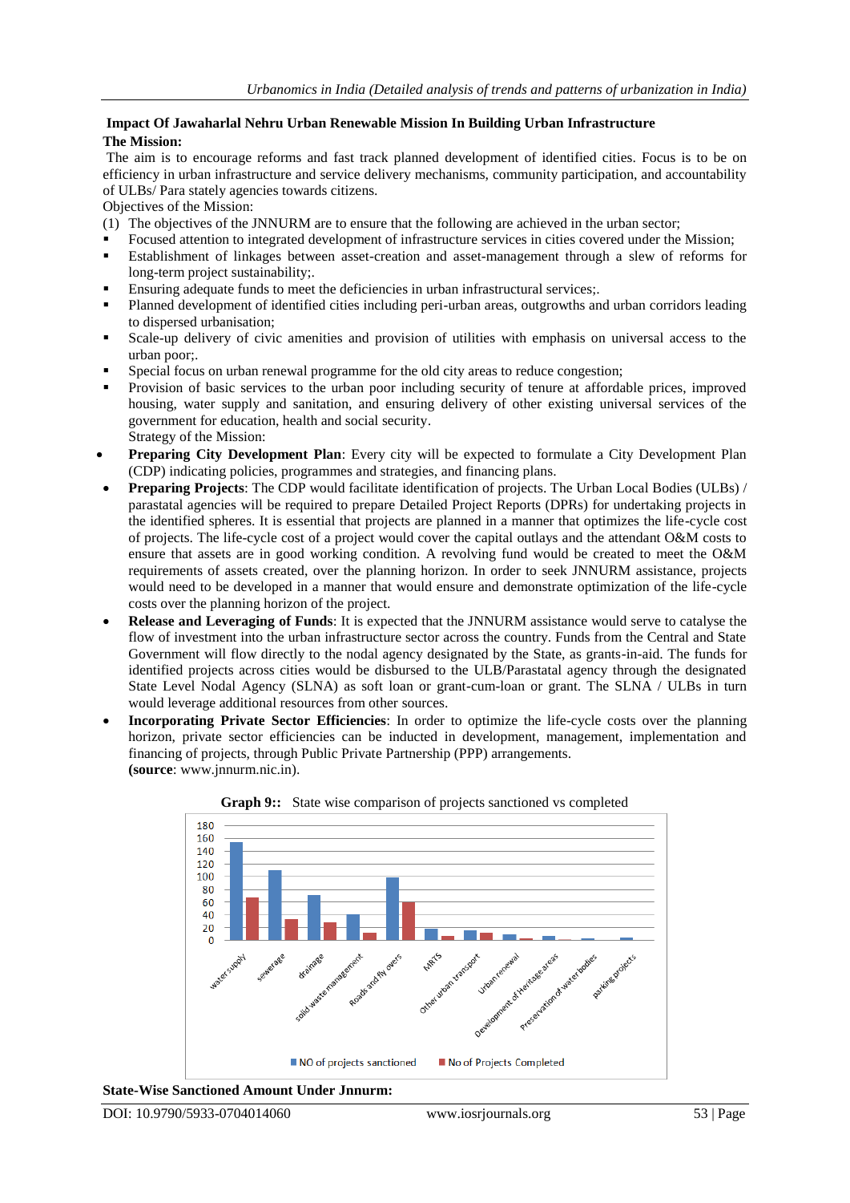## Impact Of Jawaharlal Nehru Urban Renewable Mission In Building Urban Infrastructure

**The Mission:**

The aim is to encourage reforms and fast track planned development of identified cities. Focus is to be on efficiency in urban infrastructure and service delivery mechanisms, community participation, and accountability of ULBs/ Para stately agencies towards citizens.

Objectives of the Mission:

(1) The objectives of the JNNURM are to ensure that the following are achieved in the urban sector;

- Focused attention to integrated development of infrastructure services in cities covered under the Mission;
- Establishment of linkages between asset-creation and asset-management through a slew of reforms for long-term project sustainability;.
- Ensuring adequate funds to meet the deficiencies in urban infrastructural services;.
- Planned development of identified cities including peri-urban areas, outgrowths and urban corridors leading to dispersed urbanisation;
- Scale-up delivery of civic amenities and provision of utilities with emphasis on universal access to the urban poor;.
- Special focus on urban renewal programme for the old city areas to reduce congestion;
- Provision of basic services to the urban poor including security of tenure at affordable prices, improved housing, water supply and sanitation, and ensuring delivery of other existing universal services of the government for education, health and social security.

Strategy of the Mission:

- **Preparing City Development Plan**: Every city will be expected to formulate a City Development Plan (CDP) indicating policies, programmes and strategies, and financing plans.
- **Preparing Projects**: The CDP would facilitate identification of projects. The Urban Local Bodies (ULBs) / parastatal agencies will be required to prepare Detailed Project Reports (DPRs) for undertaking projects in the identified spheres. It is essential that projects are planned in a manner that optimizes the life-cycle cost of projects. The life-cycle cost of a project would cover the capital outlays and the attendant O&M costs to ensure that assets are in good working condition. A revolving fund would be created to meet the O&M requirements of assets created, over the planning horizon. In order to seek JNNURM assistance, projects would need to be developed in a manner that would ensure and demonstrate optimization of the life-cycle costs over the planning horizon of the project.
- **Release and Leveraging of Funds**: It is expected that the JNNURM assistance would serve to catalyse the flow of investment into the urban infrastructure sector across the country. Funds from the Central and State Government will flow directly to the nodal agency designated by the State, as grants-in-aid. The funds for identified projects across cities would be disbursed to the ULB/Parastatal agency through the designated State Level Nodal Agency (SLNA) as soft loan or grant-cum-loan or grant. The SLNA / ULBs in turn would leverage additional resources from other sources.
- **Incorporating Private Sector Efficiencies**: In order to optimize the life-cycle costs over the planning horizon, private sector efficiencies can be inducted in development, management, implementation and financing of projects, through Public Private Partnership (PPP) arrangements.

**(source**: www.jnnurm.nic.in).

**Graph 9::** State wise comparison of projects sanctioned vs completed

**State-Wise Sanctioned Amount Under Jnnurm:**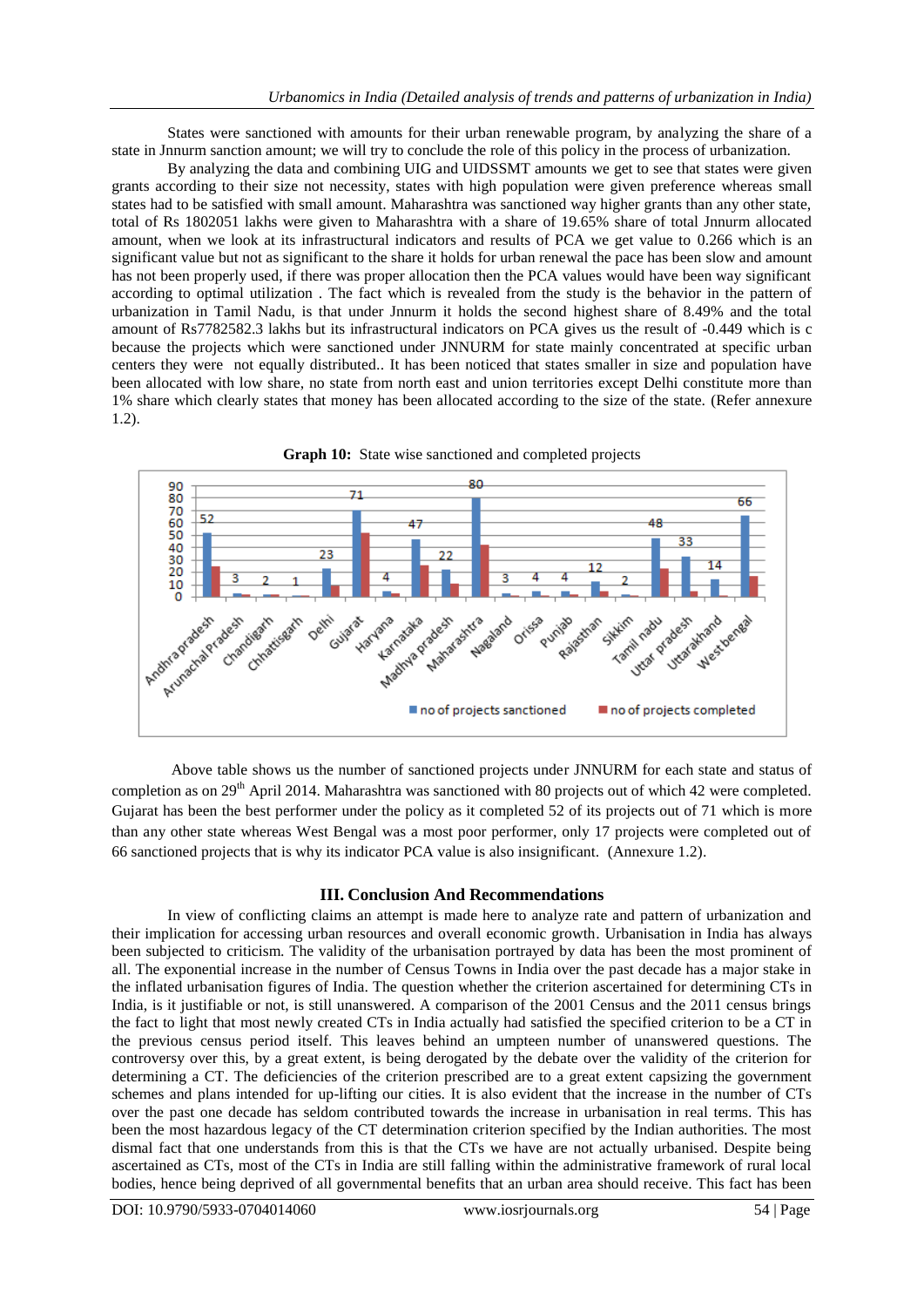States were sanctioned with amounts for their urban renewable program, by analyzing the share of a state in Jnnurm sanction amount; we will try to conclude the role of this policy in the process of urbanization.

By analyzing the data and combining UIG and UIDSSMT amounts we get to see that states were given grants according to their size not necessity, states with high population were given preference whereas small states had to be satisfied with small amount. Maharashtra was sanctioned way higher grants than any other state, total of Rs 1802051 lakhs were given to Maharashtra with a share of 19.65% share of total Jnnurm allocated amount, when we look at its infrastructural indicators and results of PCA we get value to 0.266 which is an significant value but not as significant to the share it holds for urban renewal the pace has been slow and amount has not been properly used, if there was proper allocation then the PCA values would have been way significant according to optimal utilization . The fact which is revealed from the study is the behavior in the pattern of urbanization in Tamil Nadu, is that under Jnnurm it holds the second highest share of 8.49% and the total amount of Rs7782582.3 lakhs but its infrastructural indicators on PCA gives us the result of -0.449 which is c because the projects which were sanctioned under JNNURM for state mainly concentrated at specific urban centers they were not equally distributed.. It has been noticed that states smaller in size and population have been allocated with low share, no state from north east and union territories except Delhi constitute more than 1% share which clearly states that money has been allocated according to the size of the state. (Refer annexure 1.2).

**Graph 10:** State wise sanctioned and completed projects

| State | no of projects sanctioned |
|---|---|
| Andhra pradesh | 52 |
| Arunachal Pradesh | 3 |
| Chandigarh | 2 |
| Chhattisgarh | 1 |
| Delhi | 23 |
| Gujarat | 71 |
| Haryana | 4 |
| Karnataka | 47 |
| Madhya pradesh | 22 |
| Maharashtra | 80 |
| Nagaland | 3 |
| Orissa | 4 |
| Punjab | 4 |
| Rajasthan | 12 |
| Sikkim | 2 |
| Tamil nadu | 48 |
| Uttar pradesh | 33 |
| Uttarakhand | 14 |
| West bengal | 66 |

Above table shows us the number of sanctioned projects under JNNURM for each state and status of completion as on 29th April 2014. Maharashtra was sanctioned with 80 projects out of which 42 were completed. Gujarat has been the best performer under the policy as it completed 52 of its projects out of 71 which is more than any other state whereas West Bengal was a most poor performer, only 17 projects were completed out of 66 sanctioned projects that is why its indicator PCA value is also insignificant. (Annexure 1.2).

## III. Conclusion And Recommendations

In view of conflicting claims an attempt is made here to analyze rate and pattern of urbanization and their implication for accessing urban resources and overall economic growth. Urbanisation in India has always been subjected to criticism. The validity of the urbanisation portrayed by data has been the most prominent of all. The exponential increase in the number of Census Towns in India over the past decade has a major stake in the inflated urbanisation figures of India. The question whether the criterion ascertained for determining CTs in India, is it justifiable or not, is still unanswered. A comparison of the 2001 Census and the 2011 census brings the fact to light that most newly created CTs in India actually had satisfied the specified criterion to be a CT in the previous census period itself. This leaves behind an umpteen number of unanswered questions. The controversy over this, by a great extent, is being derogated by the debate over the validity of the criterion for determining a CT. The deficiencies of the criterion prescribed are to a great extent capsizing the government schemes and plans intended for up-lifting our cities. It is also evident that the increase in the number of CTs over the past one decade has seldom contributed towards the increase in urbanisation in real terms. This has been the most hazardous legacy of the CT determination criterion specified by the Indian authorities. The most dismal fact that one understands from this is that the CTs we have are not actually urbanised. Despite being ascertained as CTs, most of the CTs in India are still falling within the administrative framework of rural local bodies, hence being deprived of all governmental benefits that an urban area should receive. This fact has been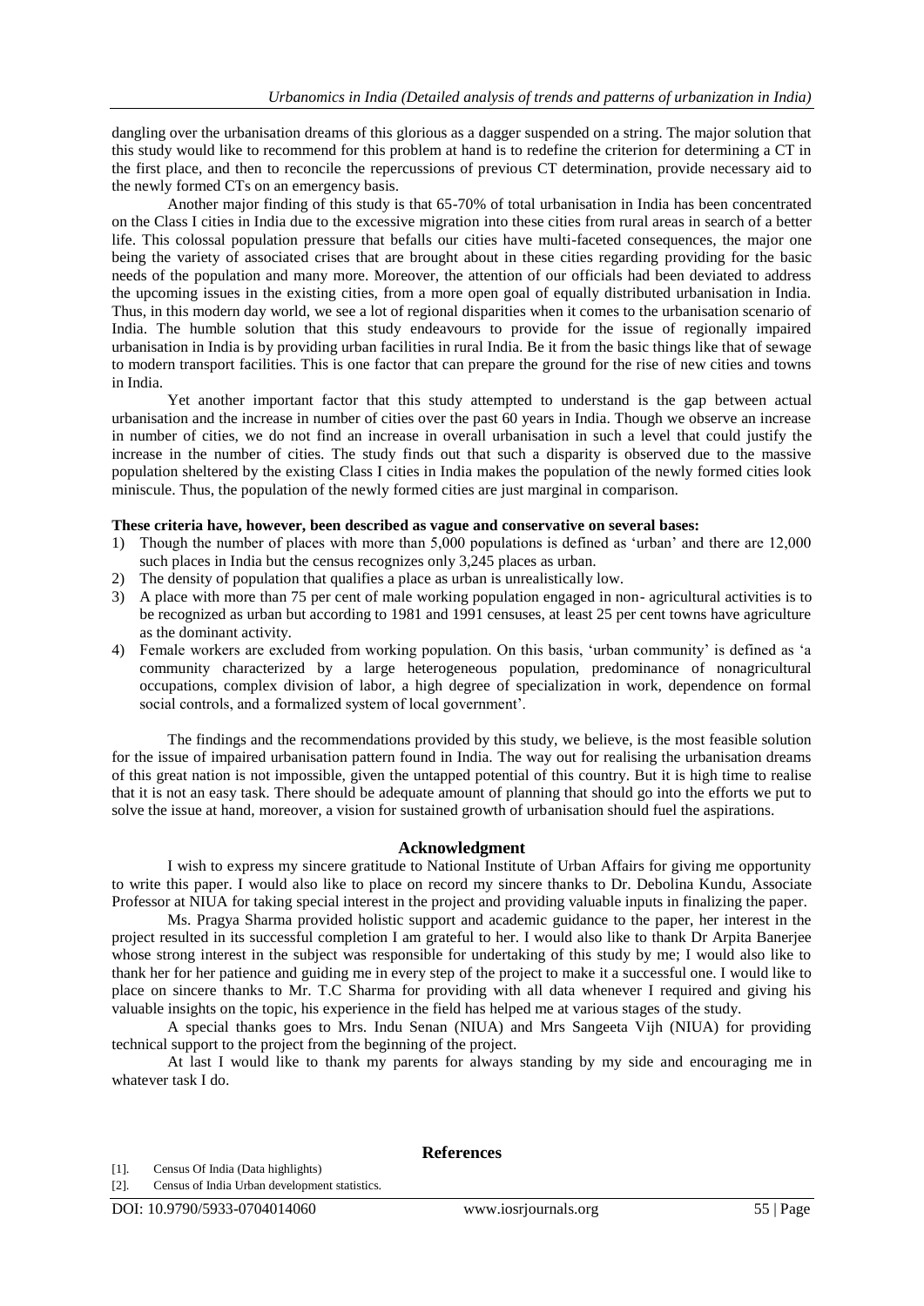dangling over the urbanisation dreams of this glorious as a dagger suspended on a string. The major solution that this study would like to recommend for this problem at hand is to redefine the criterion for determining a CT in the first place, and then to reconcile the repercussions of previous CT determination, provide necessary aid to the newly formed CTs on an emergency basis.

Another major finding of this study is that 65-70% of total urbanisation in India has been concentrated on the Class I cities in India due to the excessive migration into these cities from rural areas in search of a better life. This colossal population pressure that befalls our cities have multi-faceted consequences, the major one being the variety of associated crises that are brought about in these cities regarding providing for the basic needs of the population and many more. Moreover, the attention of our officials had been deviated to address the upcoming issues in the existing cities, from a more open goal of equally distributed urbanisation in India. Thus, in this modern day world, we see a lot of regional disparities when it comes to the urbanisation scenario of India. The humble solution that this study endeavours to provide for the issue of regionally impaired urbanisation in India is by providing urban facilities in rural India. Be it from the basic things like that of sewage to modern transport facilities. This is one factor that can prepare the ground for the rise of new cities and towns in India.

Yet another important factor that this study attempted to understand is the gap between actual urbanisation and the increase in number of cities over the past 60 years in India. Though we observe an increase in number of cities, we do not find an increase in overall urbanisation in such a level that could justify the increase in the number of cities. The study finds out that such a disparity is observed due to the massive population sheltered by the existing Class I cities in India makes the population of the newly formed cities look miniscule. Thus, the population of the newly formed cities are just marginal in comparison.

**These criteria have, however, been described as vague and conservative on several bases:**

1) Though the number of places with more than 5,000 populations is defined as 'urban' and there are 12,000 such places in India but the census recognizes only 3,245 places as urban.
2) The density of population that qualifies a place as urban is unrealistically low.
3) A place with more than 75 per cent of male working population engaged in non- agricultural activities is to be recognized as urban but according to 1981 and 1991 censuses, at least 25 per cent towns have agriculture as the dominant activity.
4) Female workers are excluded from working population. On this basis, 'urban community' is defined as 'a community characterized by a large heterogeneous population, predominance of nonagricultural occupations, complex division of labor, a high degree of specialization in work, dependence on formal social controls, and a formalized system of local government'.

The findings and the recommendations provided by this study, we believe, is the most feasible solution for the issue of impaired urbanisation pattern found in India. The way out for realising the urbanisation dreams of this great nation is not impossible, given the untapped potential of this country. But it is high time to realise that it is not an easy task. There should be adequate amount of planning that should go into the efforts we put to solve the issue at hand, moreover, a vision for sustained growth of urbanisation should fuel the aspirations.

## Acknowledgment

I wish to express my sincere gratitude to National Institute of Urban Affairs for giving me opportunity to write this paper. I would also like to place on record my sincere thanks to Dr. Debolina Kundu, Associate Professor at NIUA for taking special interest in the project and providing valuable inputs in finalizing the paper.

Ms. Pragya Sharma provided holistic support and academic guidance to the paper, her interest in the project resulted in its successful completion I am grateful to her. I would also like to thank Dr Arpita Banerjee whose strong interest in the subject was responsible for undertaking of this study by me; I would also like to thank her for her patience and guiding me in every step of the project to make it a successful one. I would like to place on sincere thanks to Mr. T.C Sharma for providing with all data whenever I required and giving his valuable insights on the topic, his experience in the field has helped me at various stages of the study.

A special thanks goes to Mrs. Indu Senan (NIUA) and Mrs Sangeeta Vijh (NIUA) for providing technical support to the project from the beginning of the project.

At last I would like to thank my parents for always standing by my side and encouraging me in whatever task I do.

## References

[1]. Census Of India (Data highlights)
[2]. Census of India Urban development statistics.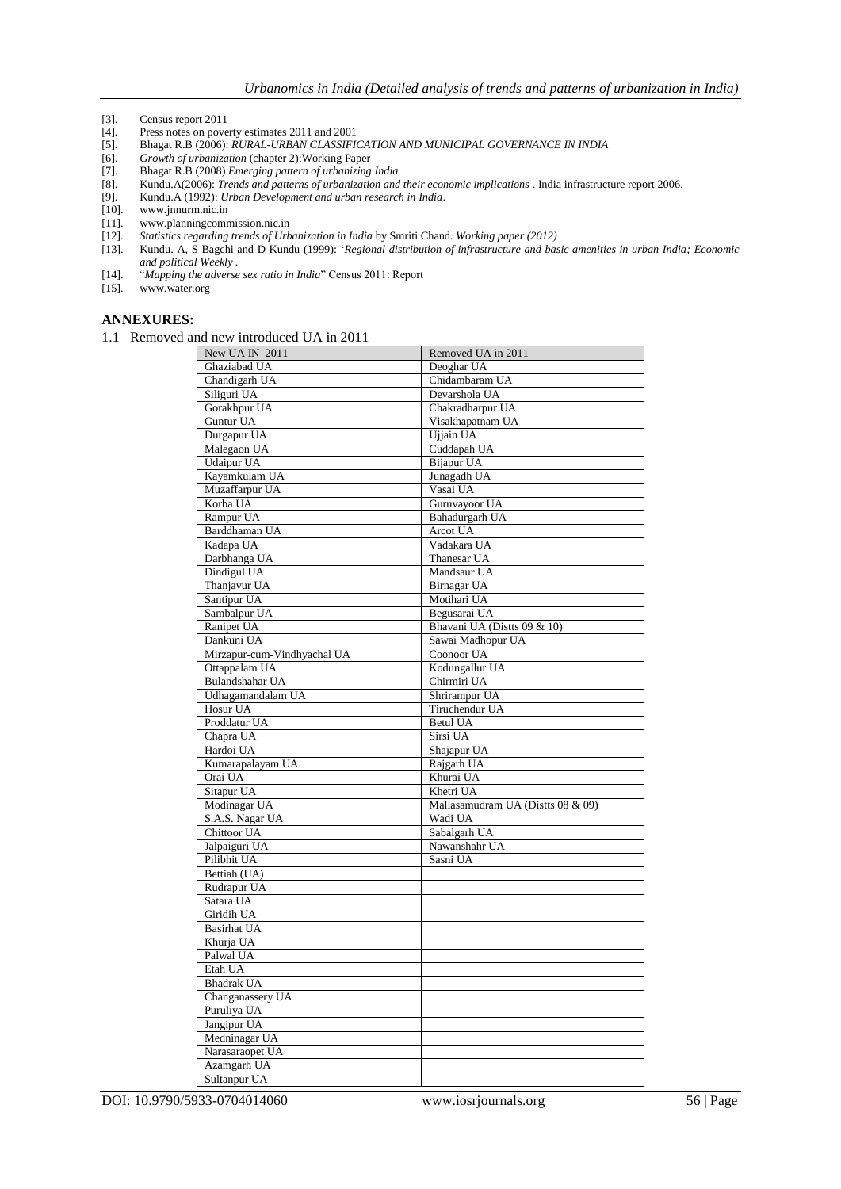[3]. Census report 2011
[4]. Press notes on poverty estimates 2011 and 2001
[5]. Bhagat R.B (2006): *RURAL-URBAN CLASSIFICATION AND MUNICIPAL GOVERNANCE IN INDIA*
[6]. *Growth of urbanization* (chapter 2):Working Paper
[7]. Bhagat R.B (2008) *Emerging pattern of urbanizing India*
[8]. Kundu.A(2006): *Trends and patterns of urbanization and their economic implications* . India infrastructure report 2006.
[9]. Kundu.A (1992): *Urban Development and urban research in India*.
[10]. www.jnnurm.nic.in
[11]. www.planningcommission.nic.in
[12]. *Statistics regarding trends of Urbanization in India* by Smriti Chand. *Working paper (2012)*
[13]. Kundu. A, S Bagchi and D Kundu (1999): '*Regional distribution of infrastructure and basic amenities in urban India; Economic and political Weekly* .
[14]. "*Mapping the adverse sex ratio in India*" Census 2011: Report
[15]. www.water.org

## ANNEXURES:

1.1 Removed and new introduced UA in 2011

| New UA IN 2011 | Removed UA in 2011 |
|---|---|
| Ghaziabad UA | Deoghar UA |
| Chandigarh UA | Chidambaram UA |
| Siliguri UA | Devarshola UA |
| Gorakhpur UA | Chakradharpur UA |
| Guntur UA | Visakhapatnam UA |
| Durgapur UA | Ujjain UA |
| Malegaon UA | Cuddapah UA |
| Udaipur UA | Bijapur UA |
| Kayamkulam UA | Junagadh UA |
| Muzaffarpur UA | Vasai UA |
| Korba UA | Guruvayoor UA |
| Rampur UA | Bahadurgarh UA |
| Barddhaman UA | Arcot UA |
| Kadapa UA | Vadakara UA |
| Darbhanga UA | Thanesar UA |
| Dindigul UA | Mandsaur UA |
| Thanjavur UA | Birnagar UA |
| Santipur UA | Motihari UA |
| Sambalpur UA | Begusarai UA |
| Ranipet UA | Bhavani UA (Distts 09 & 10) |
| Dankuni UA | Sawai Madhopur UA |
| Mirzapur-cum-Vindhyachal UA | Coonoor UA |
| Ottappalam UA | Kodungallur UA |
| Bulandshahar UA | Chirmiri UA |
| Udhagamandalam UA | Shrirampur UA |
| Hosur UA | Tiruchendur UA |
| Proddatur UA | Betul UA |
| Chapra UA | Sirsi UA |
| Hardoi UA | Shajapur UA |
| Kumarapalayam UA | Rajgarh UA |
| Orai UA | Khurai UA |
| Sitapur UA | Khetri UA |
| Modinagar UA | Mallasamudram UA (Distts 08 & 09) |
| S.A.S. Nagar UA | Wadi UA |
| Chittoor UA | Sabalgarh UA |
| Jalpaiguri UA | Nawanshahr UA |
| Pilibhit UA | Sasni UA |
| Bettiah (UA) | |
| Rudrapur UA | |
| Satara UA | |
| Giridih UA | |
| Basirhat UA | |
| Khurja UA | |
| Palwal UA | |
| Etah UA | |
| Bhadrak UA | |
| Changanassery UA | |
| Puruliya UA | |
| Jangipur UA | |
| Medninagar UA | |
| Narasaraopet UA | |
| Azamgarh UA | |
| Sultanpur UA | |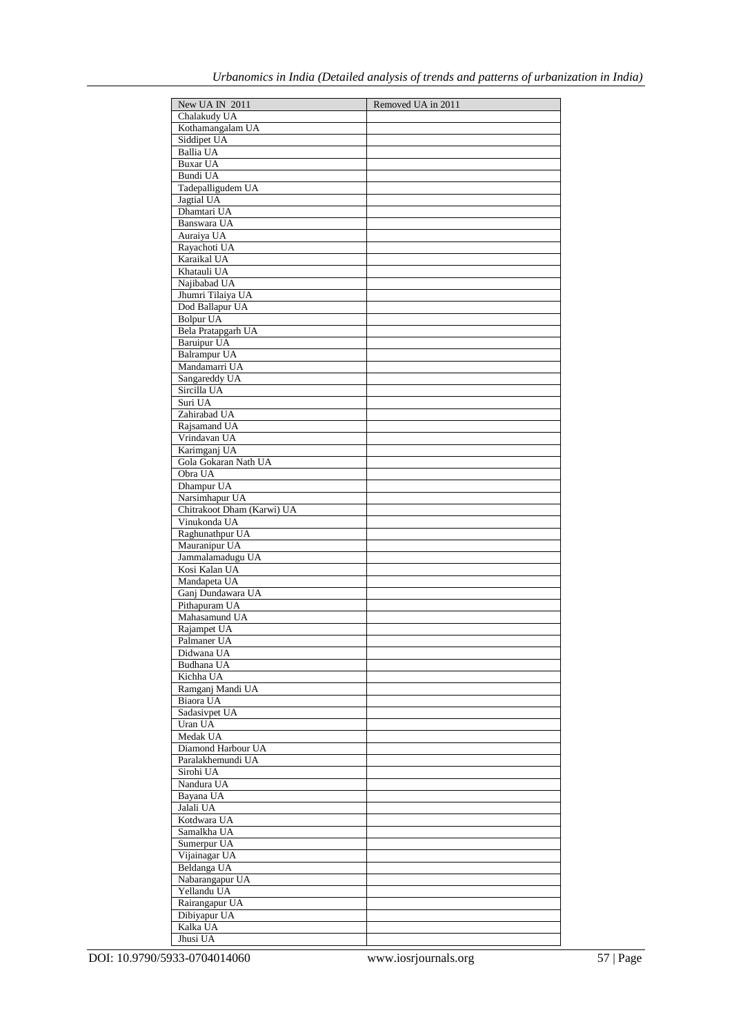| New UA IN 2011 | Removed UA in 2011 |
|---|---|
| Chalakudy UA | |
| Kothamangalam UA | |
| Siddipet UA | |
| Ballia UA | |
| Buxar UA | |
| Bundi UA | |
| Tadepalligudem UA | |
| Jagtial UA | |
| Dhamtari UA | |
| Banswara UA | |
| Auraiya UA | |
| Rayachoti UA | |
| Karaikal UA | |
| Khatauli UA | |
| Najibabad UA | |
| Jhumri Tilaiya UA | |
| Dod Ballapur UA | |
| Bolpur UA | |
| Bela Pratapgarh UA | |
| Baruipur UA | |
| Balrampur UA | |
| Mandamarri UA | |
| Sangareddy UA | |
| Sircilla UA | |
| Suri UA | |
| Zahirabad UA | |
| Rajsamand UA | |
| Vrindavan UA | |
| Karimganj UA | |
| Gola Gokaran Nath UA | |
| Obra UA | |
| Dhampur UA | |
| Narsimhapur UA | |
| Chitrakoot Dham (Karwi) UA | |
| Vinukonda UA | |
| Raghunathpur UA | |
| Mauranipur UA | |
| Jammalamadugu UA | |
| Kosi Kalan UA | |
| Mandapeta UA | |
| Ganj Dundawara UA | |
| Pithapuram UA | |
| Mahasamund UA | |
| Rajampet UA | |
| Palmaner UA | |
| Didwana UA | |
| Budhana UA | |
| Kichha UA | |
| Ramganj Mandi UA | |
| Biaora UA | |
| Sadasivpet UA | |
| Uran UA | |
| Medak UA | |
| Diamond Harbour UA | |
| Paralakhemundi UA | |
| Sirohi UA | |
| Nandura UA | |
| Bayana UA | |
| Jalali UA | |
| Kotdwara UA | |
| Samalkha UA | |
| Sumerpur UA | |
| Vijainagar UA | |
| Beldanga UA | |
| Nabarangapur UA | |
| Yellandu UA | |
| Rairangapur UA | |
| Dibiyapur UA | |
| Kalka UA | |
| Jhusi UA | |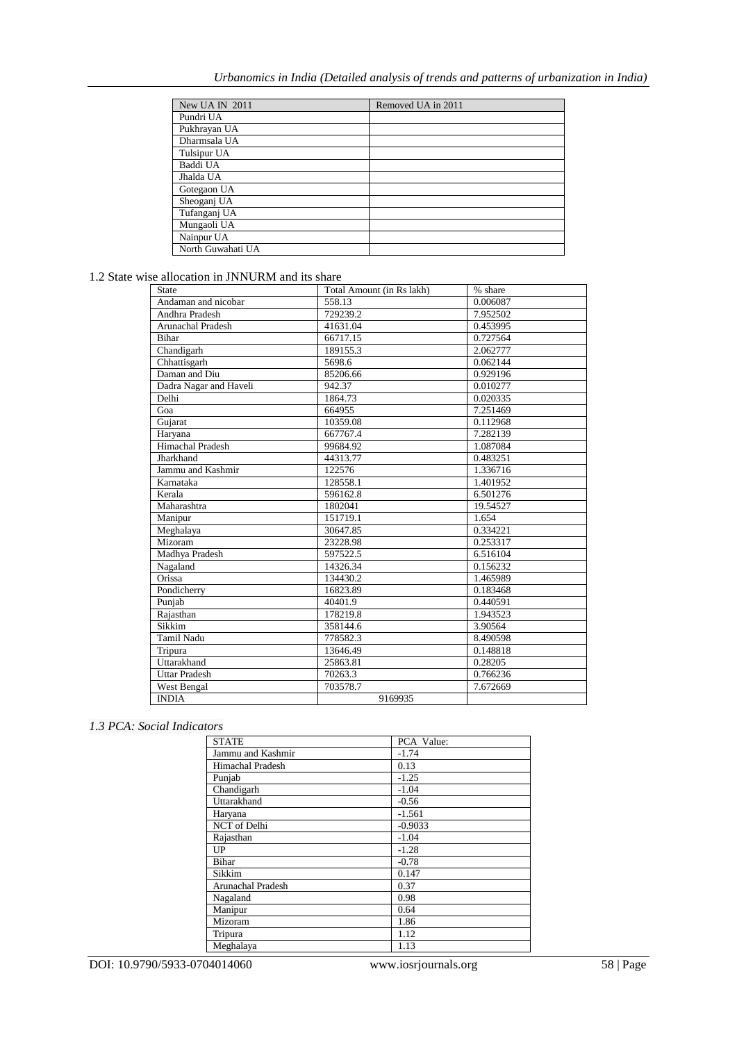| New UA IN 2011 | Removed UA in 2011 |
|---|---|
| Pundri UA | |
| Pukhrayan UA | |
| Dharmsala UA | |
| Tulsipur UA | |
| Baddi UA | |
| Jhalda UA | |
| Gotegaon UA | |
| Sheoganj UA | |
| Tufanganj UA | |
| Mungaoli UA | |
| Nainpur UA | |
| North Guwahati UA | |

1.2 State wise allocation in JNNURM and its share

| State | Total Amount (in Rs lakh) | % share |
|---|---|---|
| Andaman and nicobar | 558.13 | 0.006087 |
| Andhra Pradesh | 729239.2 | 7.952502 |
| Arunachal Pradesh | 41631.04 | 0.453995 |
| Bihar | 66717.15 | 0.727564 |
| Chandigarh | 189155.3 | 2.062777 |
| Chhattisgarh | 5698.6 | 0.062144 |
| Daman and Diu | 85206.66 | 0.929196 |
| Dadra Nagar and Haveli | 942.37 | 0.010277 |
| Delhi | 1864.73 | 0.020335 |
| Goa | 664955 | 7.251469 |
| Gujarat | 10359.08 | 0.112968 |
| Haryana | 667767.4 | 7.282139 |
| Himachal Pradesh | 99684.92 | 1.087084 |
| Jharkhand | 44313.77 | 0.483251 |
| Jammu and Kashmir | 122576 | 1.336716 |
| Karnataka | 128558.1 | 1.401952 |
| Kerala | 596162.8 | 6.501276 |
| Maharashtra | 1802041 | 19.54527 |
| Manipur | 151719.1 | 1.654 |
| Meghalaya | 30647.85 | 0.334221 |
| Mizoram | 23228.98 | 0.253317 |
| Madhya Pradesh | 597522.5 | 6.516104 |
| Nagaland | 14326.34 | 0.156232 |
| Orissa | 134430.2 | 1.465989 |
| Pondicherry | 16823.89 | 0.183468 |
| Punjab | 40401.9 | 0.440591 |
| Rajasthan | 178219.8 | 1.943523 |
| Sikkim | 358144.6 | 3.90564 |
| Tamil Nadu | 778582.3 | 8.490598 |
| Tripura | 13646.49 | 0.148818 |
| Uttarakhand | 25863.81 | 0.28205 |
| Uttar Pradesh | 70263.3 | 0.766236 |
| West Bengal | 703578.7 | 7.672669 |
| INDIA | 9169935 | |

*1.3 PCA: Social Indicators*

| STATE | PCA Value: |
|---|---|
| Jammu and Kashmir | -1.74 |
| Himachal Pradesh | 0.13 |
| Punjab | -1.25 |
| Chandigarh | -1.04 |
| Uttarakhand | -0.56 |
| Haryana | -1.561 |
| NCT of Delhi | -0.9033 |
| Rajasthan | -1.04 |
| UP | -1.28 |
| Bihar | -0.78 |
| Sikkim | 0.147 |
| Arunachal Pradesh | 0.37 |
| Nagaland | 0.98 |
| Manipur | 0.64 |
| Mizoram | 1.86 |
| Tripura | 1.12 |
| Meghalaya | 1.13 |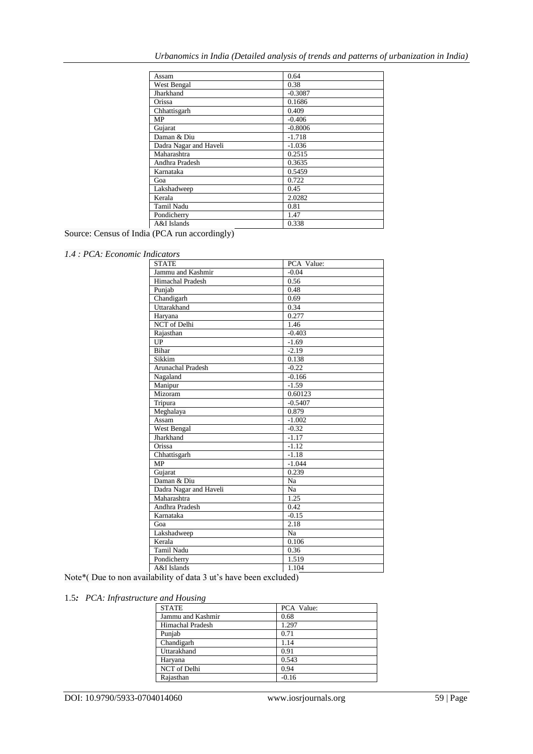| | |
|---|---|
| Assam | 0.64 |
| West Bengal | 0.38 |
| Jharkhand | -0.3087 |
| Orissa | 0.1686 |
| Chhattisgarh | 0.409 |
| MP | -0.406 |
| Gujarat | -0.8006 |
| Daman & Diu | -1.718 |
| Dadra Nagar and Haveli | -1.036 |
| Maharashtra | 0.2515 |
| Andhra Pradesh | 0.3635 |
| Karnataka | 0.5459 |
| Goa | 0.722 |
| Lakshadweep | 0.45 |
| Kerala | 2.0282 |
| Tamil Nadu | 0.81 |
| Pondicherry | 1.47 |
| A&I Islands | 0.338 |

Source: Census of India (PCA run accordingly)

*1.4 : PCA: Economic Indicators*

| STATE | PCA Value: |
|---|---|
| Jammu and Kashmir | -0.04 |
| Himachal Pradesh | 0.56 |
| Punjab | 0.48 |
| Chandigarh | 0.69 |
| Uttarakhand | 0.34 |
| Haryana | 0.277 |
| NCT of Delhi | 1.46 |
| Rajasthan | -0.403 |
| UP | -1.69 |
| Bihar | -2.19 |
| Sikkim | 0.138 |
| Arunachal Pradesh | -0.22 |
| Nagaland | -0.166 |
| Manipur | -1.59 |
| Mizoram | 0.60123 |
| Tripura | -0.5407 |
| Meghalaya | 0.879 |
| Assam | -1.002 |
| West Bengal | -0.32 |
| Jharkhand | -1.17 |
| Orissa | -1.12 |
| Chhattisgarh | -1.18 |
| MP | -1.044 |
| Gujarat | 0.239 |
| Daman & Diu | Na |
| Dadra Nagar and Haveli | Na |
| Maharashtra | 1.25 |
| Andhra Pradesh | 0.42 |
| Karnataka | -0.15 |
| Goa | 2.18 |
| Lakshadweep | Na |
| Kerala | 0.106 |
| Tamil Nadu | 0.36 |
| Pondicherry | 1.519 |
| A&I Islands | 1.104 |

Note*( Due to non availability of data 3 ut's have been excluded)

1.5***:*** *PCA: Infrastructure and Housing*

| STATE | PCA Value: |
|---|---|
| Jammu and Kashmir | 0.68 |
| Himachal Pradesh | 1.297 |
| Punjab | 0.71 |
| Chandigarh | 1.14 |
| Uttarakhand | 0.91 |
| Haryana | 0.543 |
| NCT of Delhi | 0.94 |
| Rajasthan | -0.16 |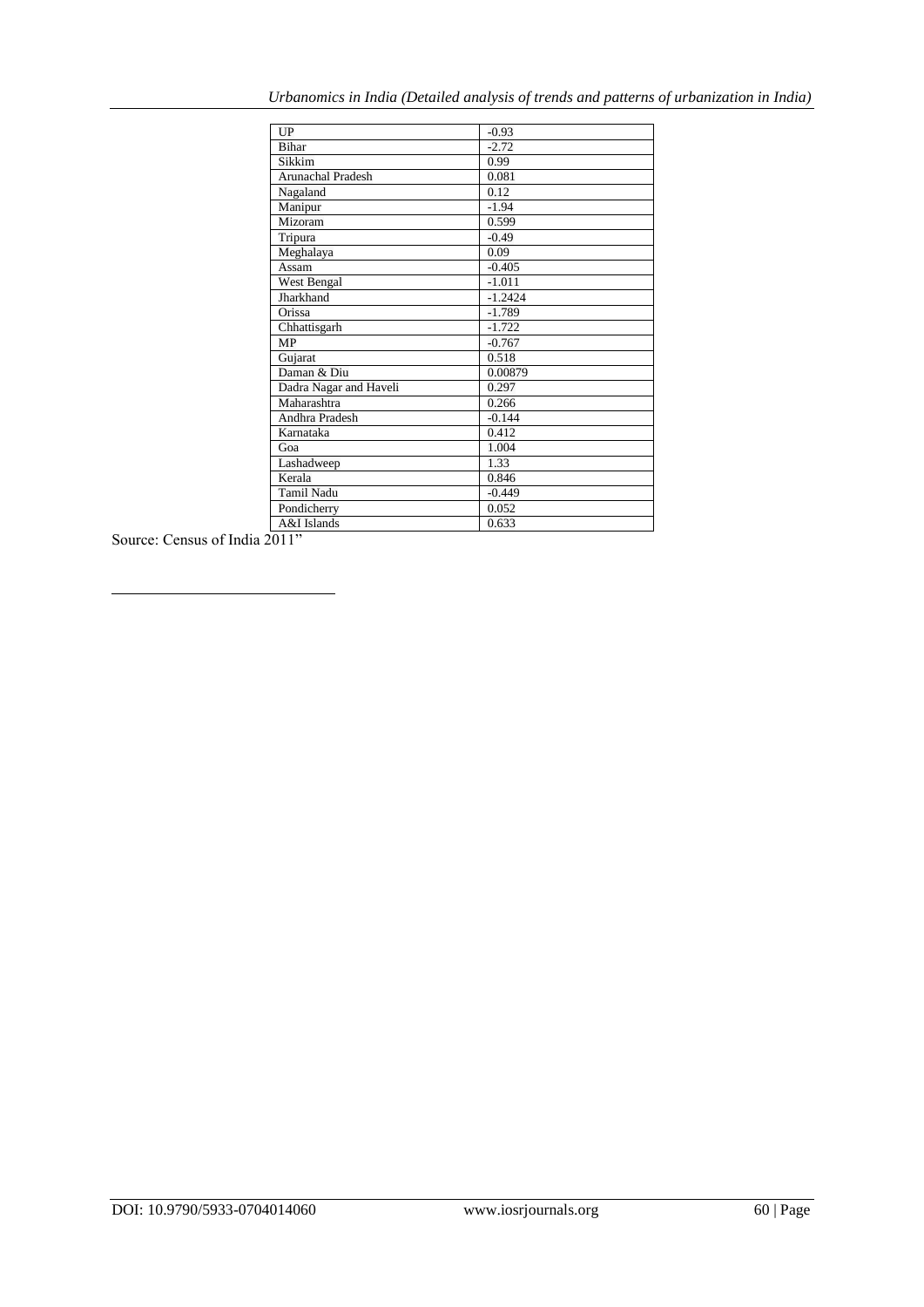| | |
|---|---|
| UP | -0.93 |
| Bihar | -2.72 |
| Sikkim | 0.99 |
| Arunachal Pradesh | 0.081 |
| Nagaland | 0.12 |
| Manipur | -1.94 |
| Mizoram | 0.599 |
| Tripura | -0.49 |
| Meghalaya | 0.09 |
| Assam | -0.405 |
| West Bengal | -1.011 |
| Jharkhand | -1.2424 |
| Orissa | -1.789 |
| Chhattisgarh | -1.722 |
| MP | -0.767 |
| Gujarat | 0.518 |
| Daman & Diu | 0.00879 |
| Dadra Nagar and Haveli | 0.297 |
| Maharashtra | 0.266 |
| Andhra Pradesh | -0.144 |
| Karnataka | 0.412 |
| Goa | 1.004 |
| Lashadweep | 1.33 |
| Kerala | 0.846 |
| Tamil Nadu | -0.449 |
| Pondicherry | 0.052 |
| A&I Islands | 0.633 |

Source: Census of India 2011"